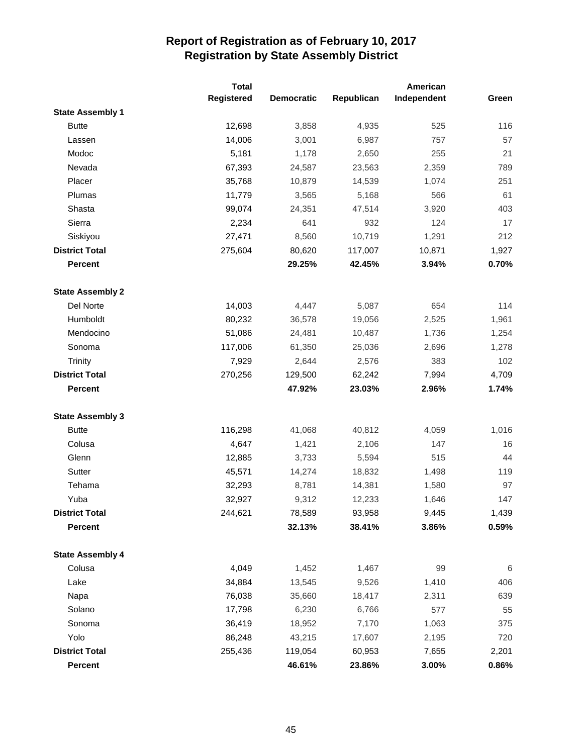# Report of Registration as of February 10, 2017
## Registration by State Assembly District

| | Total Registered | Democratic | Republican | American Independent | Green |
|---|---|---|---|---|---|
| **State Assembly 1** | | | | | |
| Butte | 12,698 | 3,858 | 4,935 | 525 | 116 |
| Lassen | 14,006 | 3,001 | 6,987 | 757 | 57 |
| Modoc | 5,181 | 1,178 | 2,650 | 255 | 21 |
| Nevada | 67,393 | 24,587 | 23,563 | 2,359 | 789 |
| Placer | 35,768 | 10,879 | 14,539 | 1,074 | 251 |
| Plumas | 11,779 | 3,565 | 5,168 | 566 | 61 |
| Shasta | 99,074 | 24,351 | 47,514 | 3,920 | 403 |
| Sierra | 2,234 | 641 | 932 | 124 | 17 |
| Siskiyou | 27,471 | 8,560 | 10,719 | 1,291 | 212 |
| **District Total** | 275,604 | 80,620 | 117,007 | 10,871 | 1,927 |
| **Percent** | | **29.25%** | **42.45%** | **3.94%** | **0.70%** |
| **State Assembly 2** | | | | | |
| Del Norte | 14,003 | 4,447 | 5,087 | 654 | 114 |
| Humboldt | 80,232 | 36,578 | 19,056 | 2,525 | 1,961 |
| Mendocino | 51,086 | 24,481 | 10,487 | 1,736 | 1,254 |
| Sonoma | 117,006 | 61,350 | 25,036 | 2,696 | 1,278 |
| Trinity | 7,929 | 2,644 | 2,576 | 383 | 102 |
| **District Total** | 270,256 | 129,500 | 62,242 | 7,994 | 4,709 |
| **Percent** | | **47.92%** | **23.03%** | **2.96%** | **1.74%** |
| **State Assembly 3** | | | | | |
| Butte | 116,298 | 41,068 | 40,812 | 4,059 | 1,016 |
| Colusa | 4,647 | 1,421 | 2,106 | 147 | 16 |
| Glenn | 12,885 | 3,733 | 5,594 | 515 | 44 |
| Sutter | 45,571 | 14,274 | 18,832 | 1,498 | 119 |
| Tehama | 32,293 | 8,781 | 14,381 | 1,580 | 97 |
| Yuba | 32,927 | 9,312 | 12,233 | 1,646 | 147 |
| **District Total** | 244,621 | 78,589 | 93,958 | 9,445 | 1,439 |
| **Percent** | | **32.13%** | **38.41%** | **3.86%** | **0.59%** |
| **State Assembly 4** | | | | | |
| Colusa | 4,049 | 1,452 | 1,467 | 99 | 6 |
| Lake | 34,884 | 13,545 | 9,526 | 1,410 | 406 |
| Napa | 76,038 | 35,660 | 18,417 | 2,311 | 639 |
| Solano | 17,798 | 6,230 | 6,766 | 577 | 55 |
| Sonoma | 36,419 | 18,952 | 7,170 | 1,063 | 375 |
| Yolo | 86,248 | 43,215 | 17,607 | 2,195 | 720 |
| **District Total** | 255,436 | 119,054 | 60,953 | 7,655 | 2,201 |
| **Percent** | | **46.61%** | **23.86%** | **3.00%** | **0.86%** |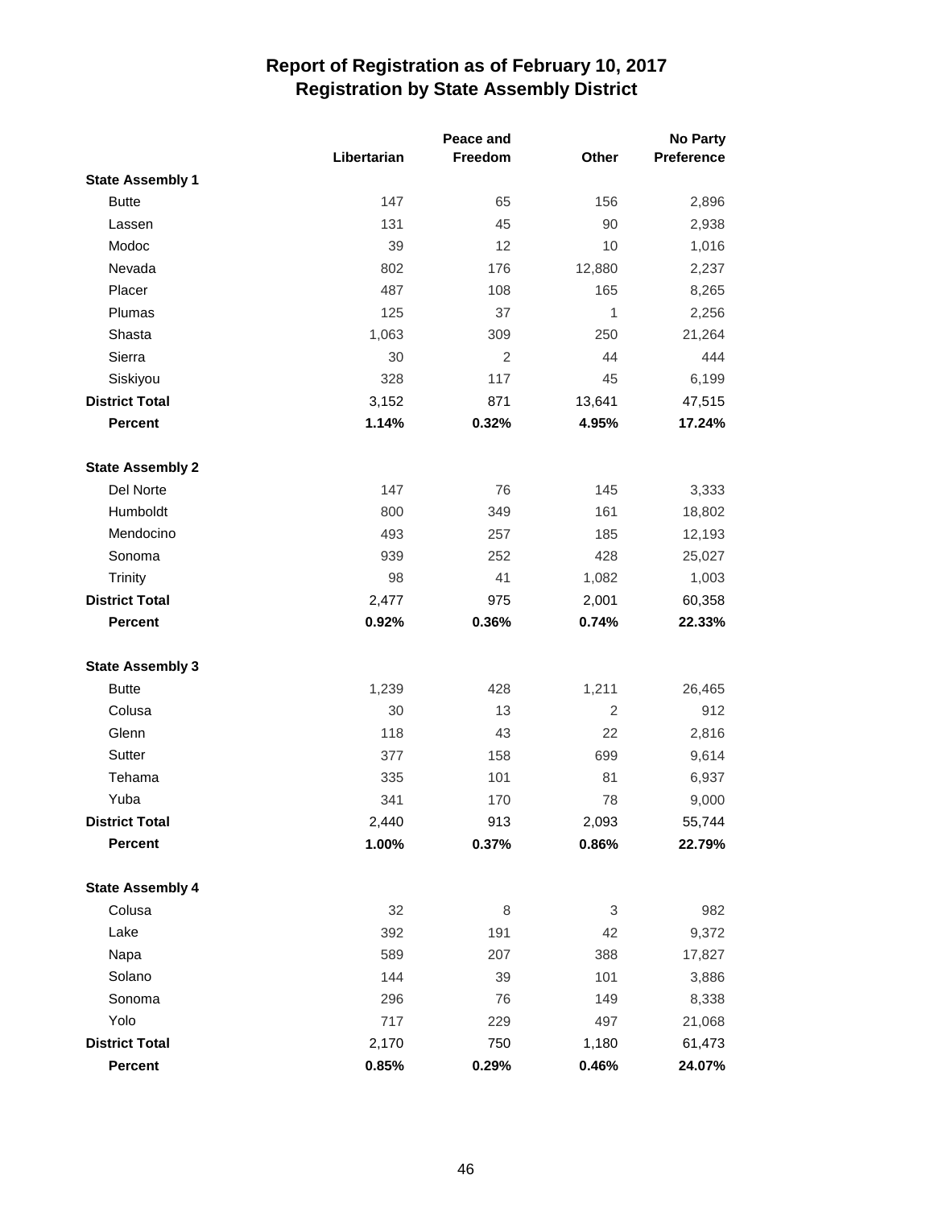# Report of Registration as of February 10, 2017
## Registration by State Assembly District

| | Libertarian | Peace and Freedom | Other | No Party Preference |
|---|---|---|---|---|
| **State Assembly 1** | | | | |
| Butte | 147 | 65 | 156 | 2,896 |
| Lassen | 131 | 45 | 90 | 2,938 |
| Modoc | 39 | 12 | 10 | 1,016 |
| Nevada | 802 | 176 | 12,880 | 2,237 |
| Placer | 487 | 108 | 165 | 8,265 |
| Plumas | 125 | 37 | 1 | 2,256 |
| Shasta | 1,063 | 309 | 250 | 21,264 |
| Sierra | 30 | 2 | 44 | 444 |
| Siskiyou | 328 | 117 | 45 | 6,199 |
| **District Total** | 3,152 | 871 | 13,641 | 47,515 |
| **Percent** | **1.14%** | **0.32%** | **4.95%** | **17.24%** |
| **State Assembly 2** | | | | |
| Del Norte | 147 | 76 | 145 | 3,333 |
| Humboldt | 800 | 349 | 161 | 18,802 |
| Mendocino | 493 | 257 | 185 | 12,193 |
| Sonoma | 939 | 252 | 428 | 25,027 |
| Trinity | 98 | 41 | 1,082 | 1,003 |
| **District Total** | 2,477 | 975 | 2,001 | 60,358 |
| **Percent** | **0.92%** | **0.36%** | **0.74%** | **22.33%** |
| **State Assembly 3** | | | | |
| Butte | 1,239 | 428 | 1,211 | 26,465 |
| Colusa | 30 | 13 | 2 | 912 |
| Glenn | 118 | 43 | 22 | 2,816 |
| Sutter | 377 | 158 | 699 | 9,614 |
| Tehama | 335 | 101 | 81 | 6,937 |
| Yuba | 341 | 170 | 78 | 9,000 |
| **District Total** | 2,440 | 913 | 2,093 | 55,744 |
| **Percent** | **1.00%** | **0.37%** | **0.86%** | **22.79%** |
| **State Assembly 4** | | | | |
| Colusa | 32 | 8 | 3 | 982 |
| Lake | 392 | 191 | 42 | 9,372 |
| Napa | 589 | 207 | 388 | 17,827 |
| Solano | 144 | 39 | 101 | 3,886 |
| Sonoma | 296 | 76 | 149 | 8,338 |
| Yolo | 717 | 229 | 497 | 21,068 |
| **District Total** | 2,170 | 750 | 1,180 | 61,473 |
| **Percent** | **0.85%** | **0.29%** | **0.46%** | **24.07%** |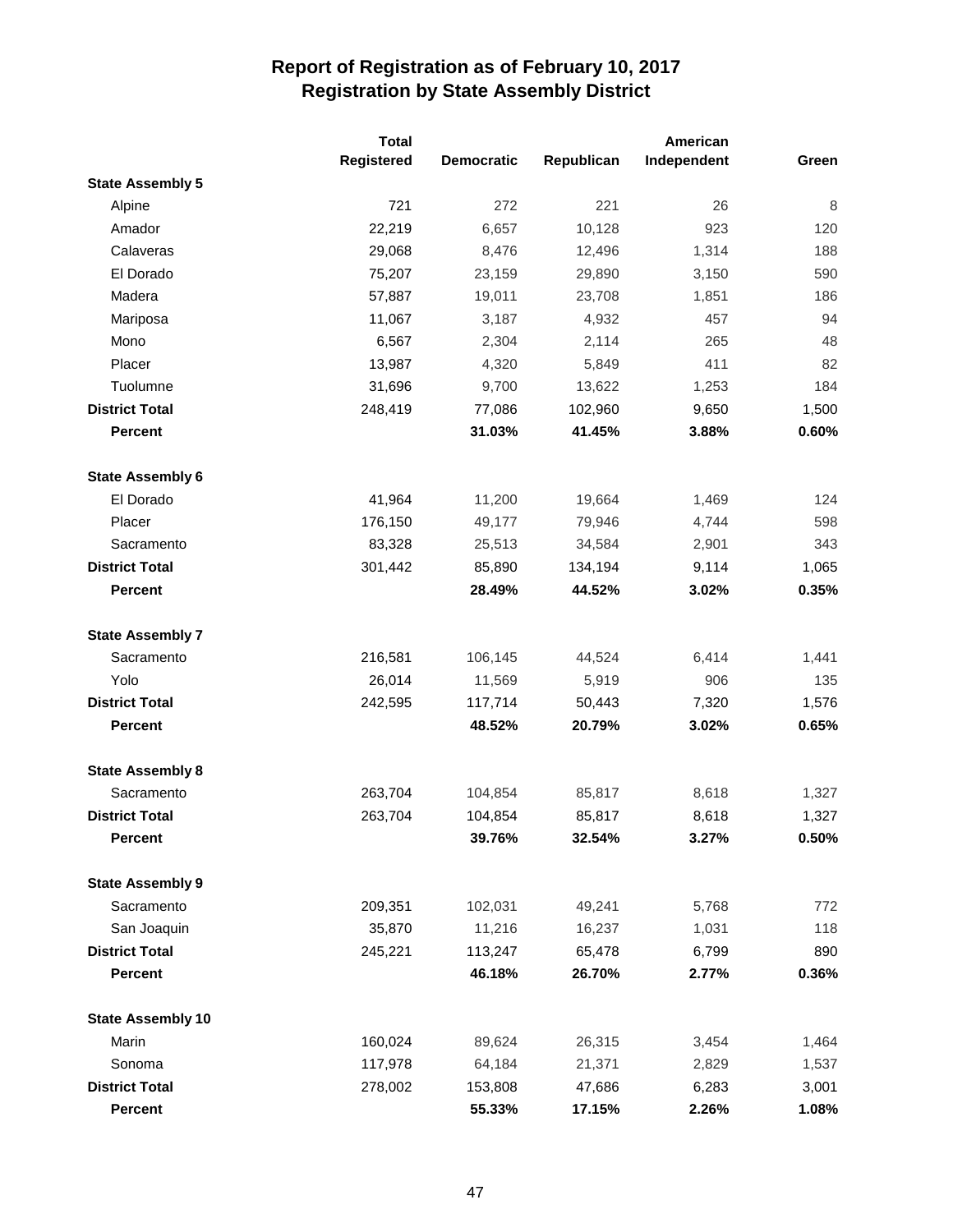# Report of Registration as of February 10, 2017
## Registration by State Assembly District

| | Total Registered | Democratic | Republican | American Independent | Green |
|---|---|---|---|---|---|
| **State Assembly 5** | | | | | |
| Alpine | 721 | 272 | 221 | 26 | 8 |
| Amador | 22,219 | 6,657 | 10,128 | 923 | 120 |
| Calaveras | 29,068 | 8,476 | 12,496 | 1,314 | 188 |
| El Dorado | 75,207 | 23,159 | 29,890 | 3,150 | 590 |
| Madera | 57,887 | 19,011 | 23,708 | 1,851 | 186 |
| Mariposa | 11,067 | 3,187 | 4,932 | 457 | 94 |
| Mono | 6,567 | 2,304 | 2,114 | 265 | 48 |
| Placer | 13,987 | 4,320 | 5,849 | 411 | 82 |
| Tuolumne | 31,696 | 9,700 | 13,622 | 1,253 | 184 |
| **District Total** | 248,419 | 77,086 | 102,960 | 9,650 | 1,500 |
| **Percent** | | **31.03%** | **41.45%** | **3.88%** | **0.60%** |
| **State Assembly 6** | | | | | |
| El Dorado | 41,964 | 11,200 | 19,664 | 1,469 | 124 |
| Placer | 176,150 | 49,177 | 79,946 | 4,744 | 598 |
| Sacramento | 83,328 | 25,513 | 34,584 | 2,901 | 343 |
| **District Total** | 301,442 | 85,890 | 134,194 | 9,114 | 1,065 |
| **Percent** | | **28.49%** | **44.52%** | **3.02%** | **0.35%** |
| **State Assembly 7** | | | | | |
| Sacramento | 216,581 | 106,145 | 44,524 | 6,414 | 1,441 |
| Yolo | 26,014 | 11,569 | 5,919 | 906 | 135 |
| **District Total** | 242,595 | 117,714 | 50,443 | 7,320 | 1,576 |
| **Percent** | | **48.52%** | **20.79%** | **3.02%** | **0.65%** |
| **State Assembly 8** | | | | | |
| Sacramento | 263,704 | 104,854 | 85,817 | 8,618 | 1,327 |
| **District Total** | 263,704 | 104,854 | 85,817 | 8,618 | 1,327 |
| **Percent** | | **39.76%** | **32.54%** | **3.27%** | **0.50%** |
| **State Assembly 9** | | | | | |
| Sacramento | 209,351 | 102,031 | 49,241 | 5,768 | 772 |
| San Joaquin | 35,870 | 11,216 | 16,237 | 1,031 | 118 |
| **District Total** | 245,221 | 113,247 | 65,478 | 6,799 | 890 |
| **Percent** | | **46.18%** | **26.70%** | **2.77%** | **0.36%** |
| **State Assembly 10** | | | | | |
| Marin | 160,024 | 89,624 | 26,315 | 3,454 | 1,464 |
| Sonoma | 117,978 | 64,184 | 21,371 | 2,829 | 1,537 |
| **District Total** | 278,002 | 153,808 | 47,686 | 6,283 | 3,001 |
| **Percent** | | **55.33%** | **17.15%** | **2.26%** | **1.08%** |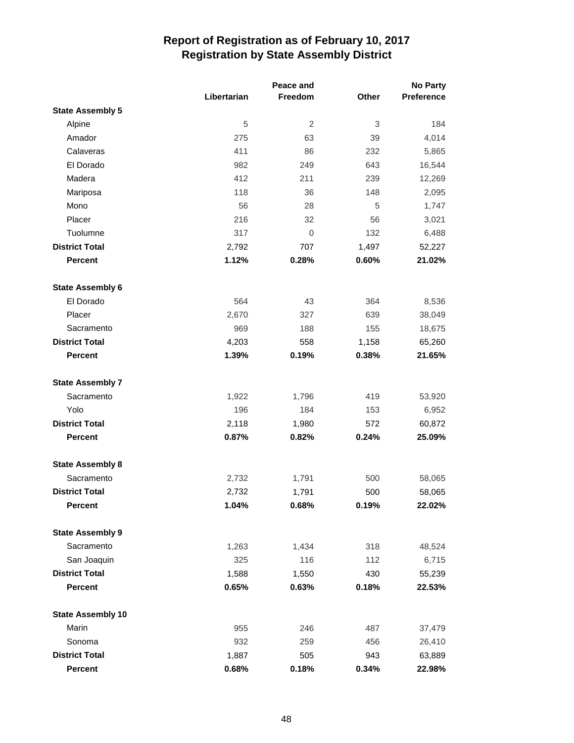# Report of Registration as of February 10, 2017
## Registration by State Assembly District

| | Libertarian | Peace and Freedom | Other | No Party Preference |
|---|---|---|---|---|
| **State Assembly 5** | | | | |
| Alpine | 5 | 2 | 3 | 184 |
| Amador | 275 | 63 | 39 | 4,014 |
| Calaveras | 411 | 86 | 232 | 5,865 |
| El Dorado | 982 | 249 | 643 | 16,544 |
| Madera | 412 | 211 | 239 | 12,269 |
| Mariposa | 118 | 36 | 148 | 2,095 |
| Mono | 56 | 28 | 5 | 1,747 |
| Placer | 216 | 32 | 56 | 3,021 |
| Tuolumne | 317 | 0 | 132 | 6,488 |
| **District Total** | 2,792 | 707 | 1,497 | 52,227 |
| **Percent** | **1.12%** | **0.28%** | **0.60%** | **21.02%** |
| **State Assembly 6** | | | | |
| El Dorado | 564 | 43 | 364 | 8,536 |
| Placer | 2,670 | 327 | 639 | 38,049 |
| Sacramento | 969 | 188 | 155 | 18,675 |
| **District Total** | 4,203 | 558 | 1,158 | 65,260 |
| **Percent** | **1.39%** | **0.19%** | **0.38%** | **21.65%** |
| **State Assembly 7** | | | | |
| Sacramento | 1,922 | 1,796 | 419 | 53,920 |
| Yolo | 196 | 184 | 153 | 6,952 |
| **District Total** | 2,118 | 1,980 | 572 | 60,872 |
| **Percent** | **0.87%** | **0.82%** | **0.24%** | **25.09%** |
| **State Assembly 8** | | | | |
| Sacramento | 2,732 | 1,791 | 500 | 58,065 |
| **District Total** | 2,732 | 1,791 | 500 | 58,065 |
| **Percent** | **1.04%** | **0.68%** | **0.19%** | **22.02%** |
| **State Assembly 9** | | | | |
| Sacramento | 1,263 | 1,434 | 318 | 48,524 |
| San Joaquin | 325 | 116 | 112 | 6,715 |
| **District Total** | 1,588 | 1,550 | 430 | 55,239 |
| **Percent** | **0.65%** | **0.63%** | **0.18%** | **22.53%** |
| **State Assembly 10** | | | | |
| Marin | 955 | 246 | 487 | 37,479 |
| Sonoma | 932 | 259 | 456 | 26,410 |
| **District Total** | 1,887 | 505 | 943 | 63,889 |
| **Percent** | **0.68%** | **0.18%** | **0.34%** | **22.98%** |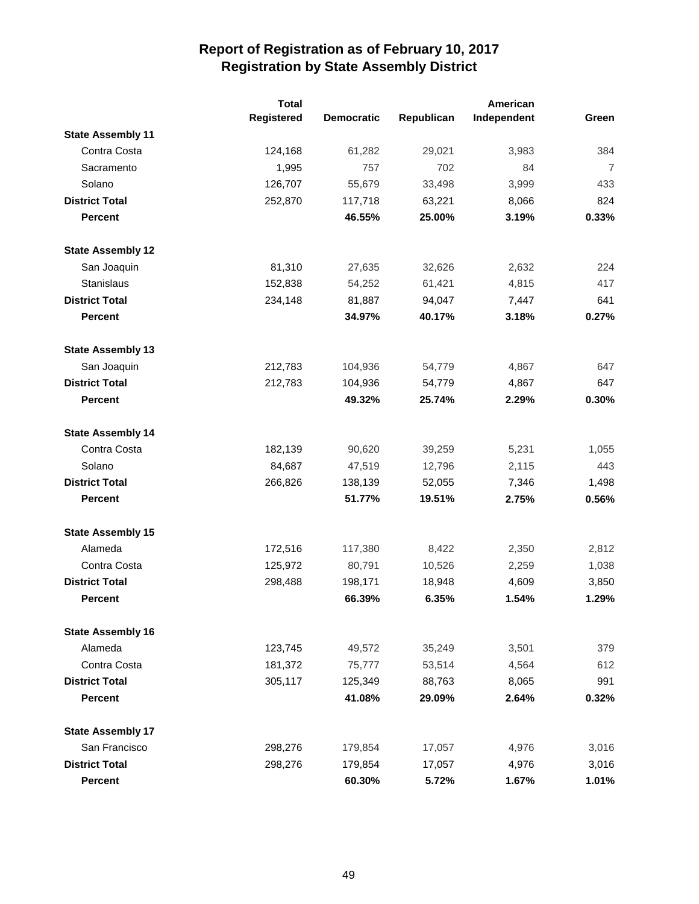# Report of Registration as of February 10, 2017
## Registration by State Assembly District

| | Total Registered | Democratic | Republican | American Independent | Green |
|---|---|---|---|---|---|
| **State Assembly 11** | | | | | |
| Contra Costa | 124,168 | 61,282 | 29,021 | 3,983 | 384 |
| Sacramento | 1,995 | 757 | 702 | 84 | 7 |
| Solano | 126,707 | 55,679 | 33,498 | 3,999 | 433 |
| **District Total** | 252,870 | 117,718 | 63,221 | 8,066 | 824 |
| **Percent** | | **46.55%** | **25.00%** | **3.19%** | **0.33%** |
| **State Assembly 12** | | | | | |
| San Joaquin | 81,310 | 27,635 | 32,626 | 2,632 | 224 |
| Stanislaus | 152,838 | 54,252 | 61,421 | 4,815 | 417 |
| **District Total** | 234,148 | 81,887 | 94,047 | 7,447 | 641 |
| **Percent** | | **34.97%** | **40.17%** | **3.18%** | **0.27%** |
| **State Assembly 13** | | | | | |
| San Joaquin | 212,783 | 104,936 | 54,779 | 4,867 | 647 |
| **District Total** | 212,783 | 104,936 | 54,779 | 4,867 | 647 |
| **Percent** | | **49.32%** | **25.74%** | **2.29%** | **0.30%** |
| **State Assembly 14** | | | | | |
| Contra Costa | 182,139 | 90,620 | 39,259 | 5,231 | 1,055 |
| Solano | 84,687 | 47,519 | 12,796 | 2,115 | 443 |
| **District Total** | 266,826 | 138,139 | 52,055 | 7,346 | 1,498 |
| **Percent** | | **51.77%** | **19.51%** | **2.75%** | **0.56%** |
| **State Assembly 15** | | | | | |
| Alameda | 172,516 | 117,380 | 8,422 | 2,350 | 2,812 |
| Contra Costa | 125,972 | 80,791 | 10,526 | 2,259 | 1,038 |
| **District Total** | 298,488 | 198,171 | 18,948 | 4,609 | 3,850 |
| **Percent** | | **66.39%** | **6.35%** | **1.54%** | **1.29%** |
| **State Assembly 16** | | | | | |
| Alameda | 123,745 | 49,572 | 35,249 | 3,501 | 379 |
| Contra Costa | 181,372 | 75,777 | 53,514 | 4,564 | 612 |
| **District Total** | 305,117 | 125,349 | 88,763 | 8,065 | 991 |
| **Percent** | | **41.08%** | **29.09%** | **2.64%** | **0.32%** |
| **State Assembly 17** | | | | | |
| San Francisco | 298,276 | 179,854 | 17,057 | 4,976 | 3,016 |
| **District Total** | 298,276 | 179,854 | 17,057 | 4,976 | 3,016 |
| **Percent** | | **60.30%** | **5.72%** | **1.67%** | **1.01%** |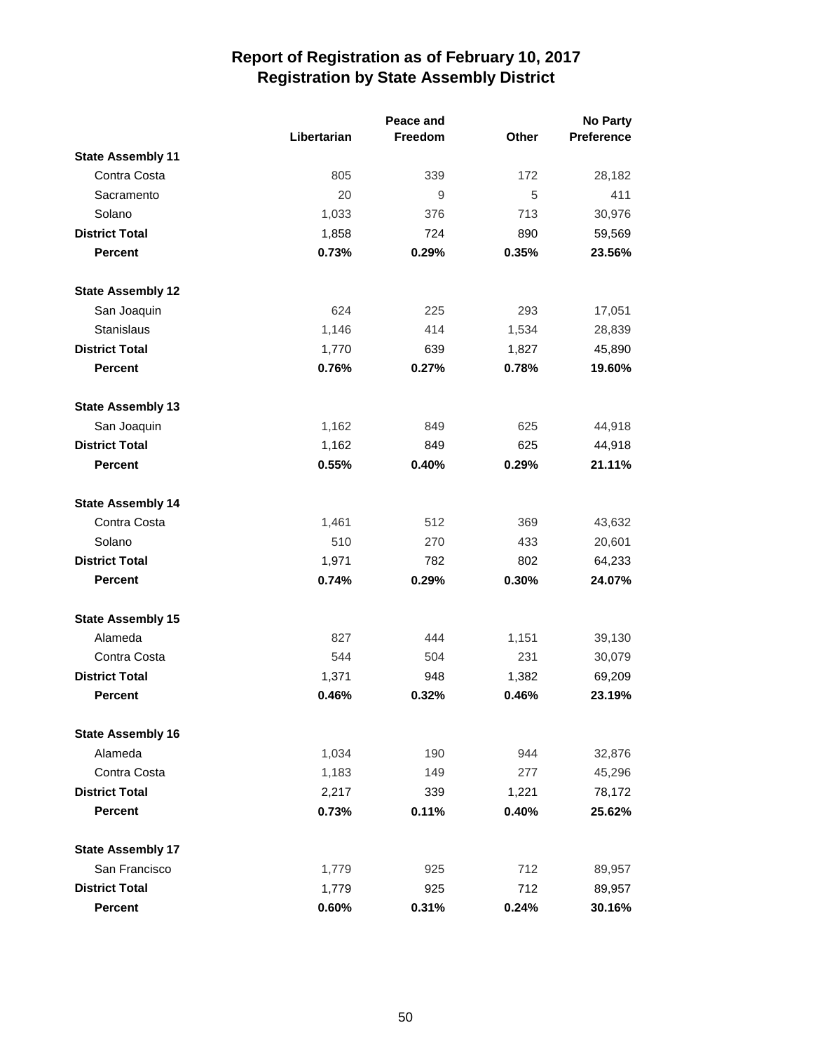# Report of Registration as of February 10, 2017
## Registration by State Assembly District

| | Libertarian | Peace and Freedom | Other | No Party Preference |
|---|---|---|---|---|
| **State Assembly 11** | | | | |
| Contra Costa | 805 | 339 | 172 | 28,182 |
| Sacramento | 20 | 9 | 5 | 411 |
| Solano | 1,033 | 376 | 713 | 30,976 |
| **District Total** | 1,858 | 724 | 890 | 59,569 |
| **Percent** | **0.73%** | **0.29%** | **0.35%** | **23.56%** |
| **State Assembly 12** | | | | |
| San Joaquin | 624 | 225 | 293 | 17,051 |
| Stanislaus | 1,146 | 414 | 1,534 | 28,839 |
| **District Total** | 1,770 | 639 | 1,827 | 45,890 |
| **Percent** | **0.76%** | **0.27%** | **0.78%** | **19.60%** |
| **State Assembly 13** | | | | |
| San Joaquin | 1,162 | 849 | 625 | 44,918 |
| **District Total** | 1,162 | 849 | 625 | 44,918 |
| **Percent** | **0.55%** | **0.40%** | **0.29%** | **21.11%** |
| **State Assembly 14** | | | | |
| Contra Costa | 1,461 | 512 | 369 | 43,632 |
| Solano | 510 | 270 | 433 | 20,601 |
| **District Total** | 1,971 | 782 | 802 | 64,233 |
| **Percent** | **0.74%** | **0.29%** | **0.30%** | **24.07%** |
| **State Assembly 15** | | | | |
| Alameda | 827 | 444 | 1,151 | 39,130 |
| Contra Costa | 544 | 504 | 231 | 30,079 |
| **District Total** | 1,371 | 948 | 1,382 | 69,209 |
| **Percent** | **0.46%** | **0.32%** | **0.46%** | **23.19%** |
| **State Assembly 16** | | | | |
| Alameda | 1,034 | 190 | 944 | 32,876 |
| Contra Costa | 1,183 | 149 | 277 | 45,296 |
| **District Total** | 2,217 | 339 | 1,221 | 78,172 |
| **Percent** | **0.73%** | **0.11%** | **0.40%** | **25.62%** |
| **State Assembly 17** | | | | |
| San Francisco | 1,779 | 925 | 712 | 89,957 |
| **District Total** | 1,779 | 925 | 712 | 89,957 |
| **Percent** | **0.60%** | **0.31%** | **0.24%** | **30.16%** |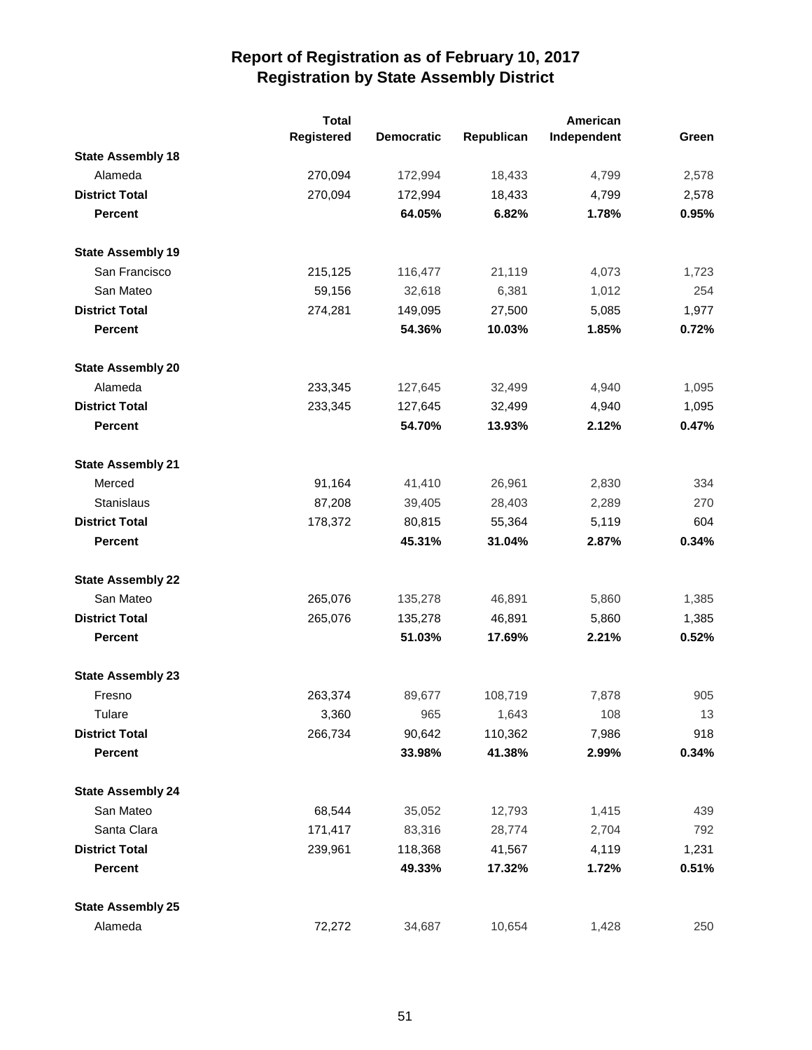# Report of Registration as of February 10, 2017
## Registration by State Assembly District

| | Total Registered | Democratic | Republican | American Independent | Green |
|---|---|---|---|---|---|
| **State Assembly 18** | | | | | |
| Alameda | 270,094 | 172,994 | 18,433 | 4,799 | 2,578 |
| **District Total** | 270,094 | 172,994 | 18,433 | 4,799 | 2,578 |
| **Percent** | | **64.05%** | **6.82%** | **1.78%** | **0.95%** |
| **State Assembly 19** | | | | | |
| San Francisco | 215,125 | 116,477 | 21,119 | 4,073 | 1,723 |
| San Mateo | 59,156 | 32,618 | 6,381 | 1,012 | 254 |
| **District Total** | 274,281 | 149,095 | 27,500 | 5,085 | 1,977 |
| **Percent** | | **54.36%** | **10.03%** | **1.85%** | **0.72%** |
| **State Assembly 20** | | | | | |
| Alameda | 233,345 | 127,645 | 32,499 | 4,940 | 1,095 |
| **District Total** | 233,345 | 127,645 | 32,499 | 4,940 | 1,095 |
| **Percent** | | **54.70%** | **13.93%** | **2.12%** | **0.47%** |
| **State Assembly 21** | | | | | |
| Merced | 91,164 | 41,410 | 26,961 | 2,830 | 334 |
| Stanislaus | 87,208 | 39,405 | 28,403 | 2,289 | 270 |
| **District Total** | 178,372 | 80,815 | 55,364 | 5,119 | 604 |
| **Percent** | | **45.31%** | **31.04%** | **2.87%** | **0.34%** |
| **State Assembly 22** | | | | | |
| San Mateo | 265,076 | 135,278 | 46,891 | 5,860 | 1,385 |
| **District Total** | 265,076 | 135,278 | 46,891 | 5,860 | 1,385 |
| **Percent** | | **51.03%** | **17.69%** | **2.21%** | **0.52%** |
| **State Assembly 23** | | | | | |
| Fresno | 263,374 | 89,677 | 108,719 | 7,878 | 905 |
| Tulare | 3,360 | 965 | 1,643 | 108 | 13 |
| **District Total** | 266,734 | 90,642 | 110,362 | 7,986 | 918 |
| **Percent** | | **33.98%** | **41.38%** | **2.99%** | **0.34%** |
| **State Assembly 24** | | | | | |
| San Mateo | 68,544 | 35,052 | 12,793 | 1,415 | 439 |
| Santa Clara | 171,417 | 83,316 | 28,774 | 2,704 | 792 |
| **District Total** | 239,961 | 118,368 | 41,567 | 4,119 | 1,231 |
| **Percent** | | **49.33%** | **17.32%** | **1.72%** | **0.51%** |
| **State Assembly 25** | | | | | |
| Alameda | 72,272 | 34,687 | 10,654 | 1,428 | 250 |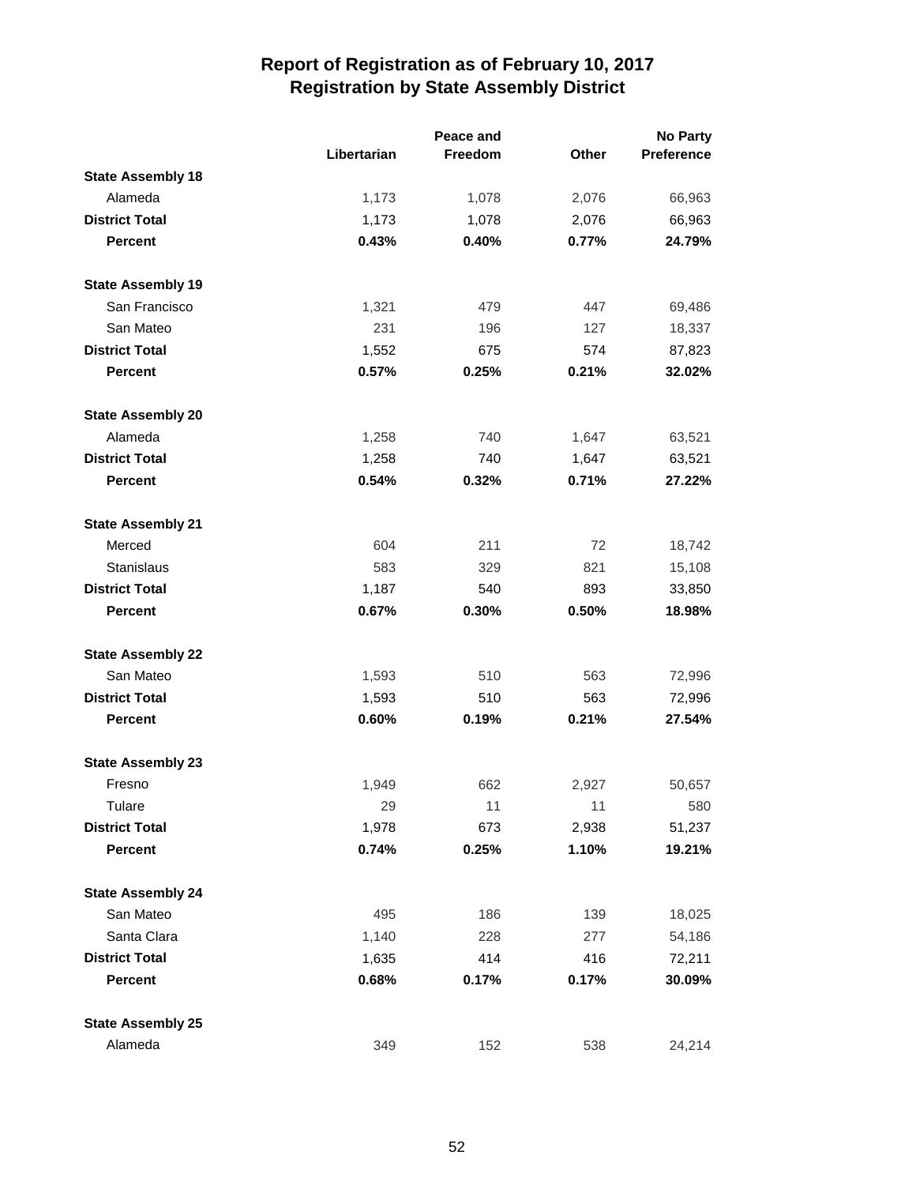# Report of Registration as of February 10, 2017
## Registration by State Assembly District

| | Libertarian | Peace and Freedom | Other | No Party Preference |
|---|---|---|---|---|
| **State Assembly 18** | | | | |
| Alameda | 1,173 | 1,078 | 2,076 | 66,963 |
| **District Total** | 1,173 | 1,078 | 2,076 | 66,963 |
| **Percent** | **0.43%** | **0.40%** | **0.77%** | **24.79%** |
| **State Assembly 19** | | | | |
| San Francisco | 1,321 | 479 | 447 | 69,486 |
| San Mateo | 231 | 196 | 127 | 18,337 |
| **District Total** | 1,552 | 675 | 574 | 87,823 |
| **Percent** | **0.57%** | **0.25%** | **0.21%** | **32.02%** |
| **State Assembly 20** | | | | |
| Alameda | 1,258 | 740 | 1,647 | 63,521 |
| **District Total** | 1,258 | 740 | 1,647 | 63,521 |
| **Percent** | **0.54%** | **0.32%** | **0.71%** | **27.22%** |
| **State Assembly 21** | | | | |
| Merced | 604 | 211 | 72 | 18,742 |
| Stanislaus | 583 | 329 | 821 | 15,108 |
| **District Total** | 1,187 | 540 | 893 | 33,850 |
| **Percent** | **0.67%** | **0.30%** | **0.50%** | **18.98%** |
| **State Assembly 22** | | | | |
| San Mateo | 1,593 | 510 | 563 | 72,996 |
| **District Total** | 1,593 | 510 | 563 | 72,996 |
| **Percent** | **0.60%** | **0.19%** | **0.21%** | **27.54%** |
| **State Assembly 23** | | | | |
| Fresno | 1,949 | 662 | 2,927 | 50,657 |
| Tulare | 29 | 11 | 11 | 580 |
| **District Total** | 1,978 | 673 | 2,938 | 51,237 |
| **Percent** | **0.74%** | **0.25%** | **1.10%** | **19.21%** |
| **State Assembly 24** | | | | |
| San Mateo | 495 | 186 | 139 | 18,025 |
| Santa Clara | 1,140 | 228 | 277 | 54,186 |
| **District Total** | 1,635 | 414 | 416 | 72,211 |
| **Percent** | **0.68%** | **0.17%** | **0.17%** | **30.09%** |
| **State Assembly 25** | | | | |
| Alameda | 349 | 152 | 538 | 24,214 |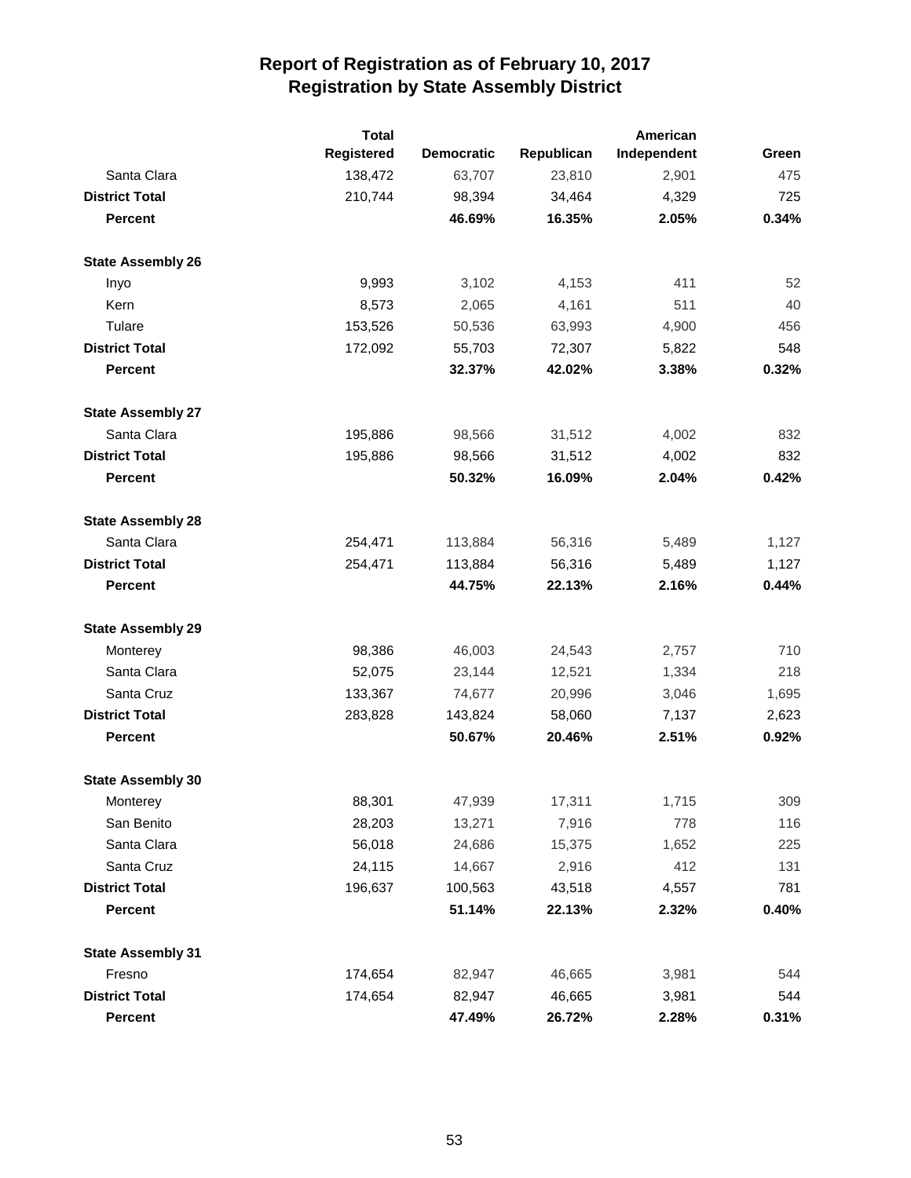# Report of Registration as of February 10, 2017
## Registration by State Assembly District

| | Total Registered | Democratic | Republican | American Independent | Green |
|---|---|---|---|---|---|
| Santa Clara | 138,472 | 63,707 | 23,810 | 2,901 | 475 |
| **District Total** | 210,744 | 98,394 | 34,464 | 4,329 | 725 |
| **Percent** | | **46.69%** | **16.35%** | **2.05%** | **0.34%** |
| **State Assembly 26** | | | | | |
| Inyo | 9,993 | 3,102 | 4,153 | 411 | 52 |
| Kern | 8,573 | 2,065 | 4,161 | 511 | 40 |
| Tulare | 153,526 | 50,536 | 63,993 | 4,900 | 456 |
| **District Total** | 172,092 | 55,703 | 72,307 | 5,822 | 548 |
| **Percent** | | **32.37%** | **42.02%** | **3.38%** | **0.32%** |
| **State Assembly 27** | | | | | |
| Santa Clara | 195,886 | 98,566 | 31,512 | 4,002 | 832 |
| **District Total** | 195,886 | 98,566 | 31,512 | 4,002 | 832 |
| **Percent** | | **50.32%** | **16.09%** | **2.04%** | **0.42%** |
| **State Assembly 28** | | | | | |
| Santa Clara | 254,471 | 113,884 | 56,316 | 5,489 | 1,127 |
| **District Total** | 254,471 | 113,884 | 56,316 | 5,489 | 1,127 |
| **Percent** | | **44.75%** | **22.13%** | **2.16%** | **0.44%** |
| **State Assembly 29** | | | | | |
| Monterey | 98,386 | 46,003 | 24,543 | 2,757 | 710 |
| Santa Clara | 52,075 | 23,144 | 12,521 | 1,334 | 218 |
| Santa Cruz | 133,367 | 74,677 | 20,996 | 3,046 | 1,695 |
| **District Total** | 283,828 | 143,824 | 58,060 | 7,137 | 2,623 |
| **Percent** | | **50.67%** | **20.46%** | **2.51%** | **0.92%** |
| **State Assembly 30** | | | | | |
| Monterey | 88,301 | 47,939 | 17,311 | 1,715 | 309 |
| San Benito | 28,203 | 13,271 | 7,916 | 778 | 116 |
| Santa Clara | 56,018 | 24,686 | 15,375 | 1,652 | 225 |
| Santa Cruz | 24,115 | 14,667 | 2,916 | 412 | 131 |
| **District Total** | 196,637 | 100,563 | 43,518 | 4,557 | 781 |
| **Percent** | | **51.14%** | **22.13%** | **2.32%** | **0.40%** |
| **State Assembly 31** | | | | | |
| Fresno | 174,654 | 82,947 | 46,665 | 3,981 | 544 |
| **District Total** | 174,654 | 82,947 | 46,665 | 3,981 | 544 |
| **Percent** | | **47.49%** | **26.72%** | **2.28%** | **0.31%** |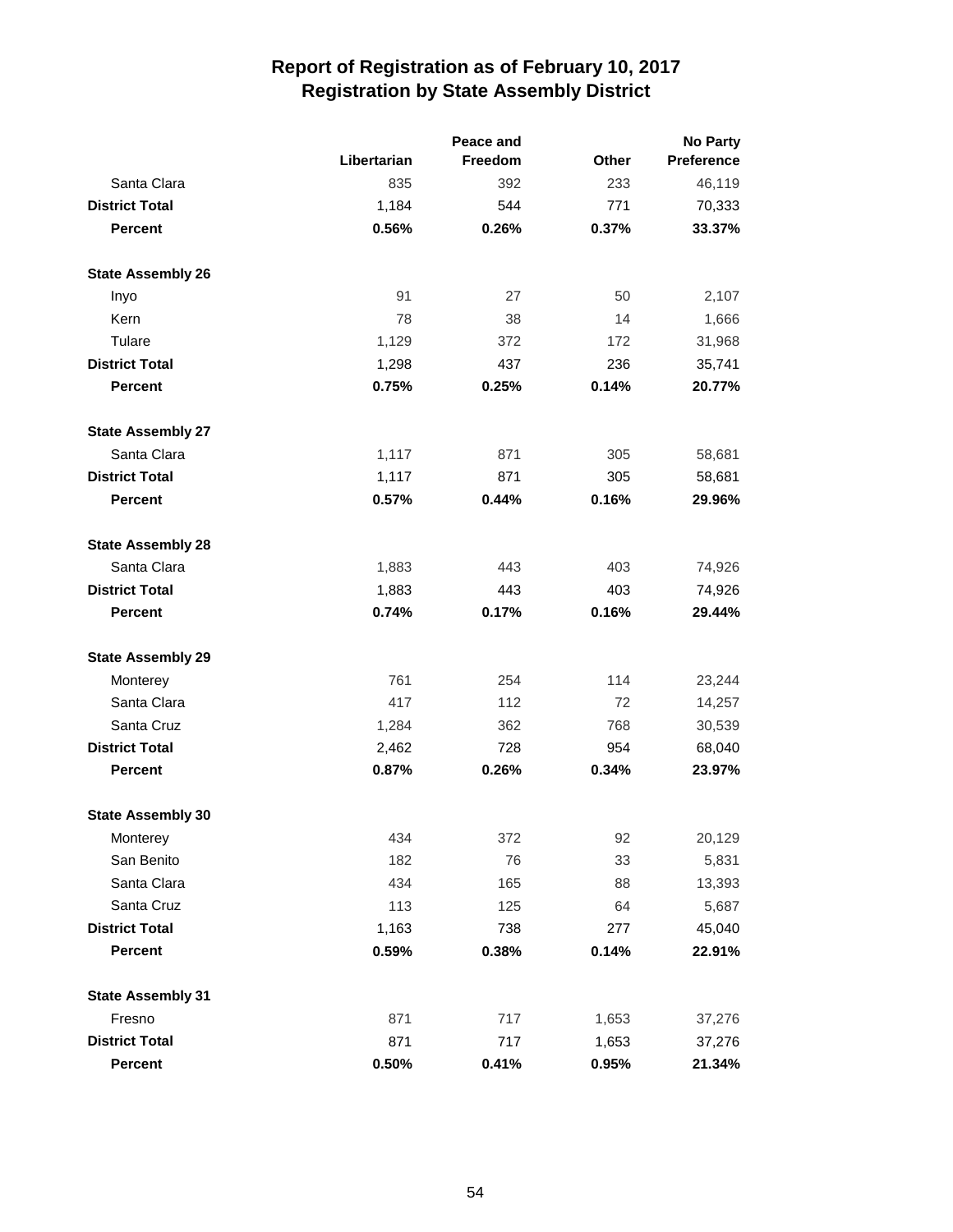# Report of Registration as of February 10, 2017
## Registration by State Assembly District

| | Libertarian | Peace and Freedom | Other | No Party Preference |
|---|---|---|---|---|
| Santa Clara | 835 | 392 | 233 | 46,119 |
| **District Total** | 1,184 | 544 | 771 | 70,333 |
| **Percent** | **0.56%** | **0.26%** | **0.37%** | **33.37%** |
| **State Assembly 26** | | | | |
| Inyo | 91 | 27 | 50 | 2,107 |
| Kern | 78 | 38 | 14 | 1,666 |
| Tulare | 1,129 | 372 | 172 | 31,968 |
| **District Total** | 1,298 | 437 | 236 | 35,741 |
| **Percent** | **0.75%** | **0.25%** | **0.14%** | **20.77%** |
| **State Assembly 27** | | | | |
| Santa Clara | 1,117 | 871 | 305 | 58,681 |
| **District Total** | 1,117 | 871 | 305 | 58,681 |
| **Percent** | **0.57%** | **0.44%** | **0.16%** | **29.96%** |
| **State Assembly 28** | | | | |
| Santa Clara | 1,883 | 443 | 403 | 74,926 |
| **District Total** | 1,883 | 443 | 403 | 74,926 |
| **Percent** | **0.74%** | **0.17%** | **0.16%** | **29.44%** |
| **State Assembly 29** | | | | |
| Monterey | 761 | 254 | 114 | 23,244 |
| Santa Clara | 417 | 112 | 72 | 14,257 |
| Santa Cruz | 1,284 | 362 | 768 | 30,539 |
| **District Total** | 2,462 | 728 | 954 | 68,040 |
| **Percent** | **0.87%** | **0.26%** | **0.34%** | **23.97%** |
| **State Assembly 30** | | | | |
| Monterey | 434 | 372 | 92 | 20,129 |
| San Benito | 182 | 76 | 33 | 5,831 |
| Santa Clara | 434 | 165 | 88 | 13,393 |
| Santa Cruz | 113 | 125 | 64 | 5,687 |
| **District Total** | 1,163 | 738 | 277 | 45,040 |
| **Percent** | **0.59%** | **0.38%** | **0.14%** | **22.91%** |
| **State Assembly 31** | | | | |
| Fresno | 871 | 717 | 1,653 | 37,276 |
| **District Total** | 871 | 717 | 1,653 | 37,276 |
| **Percent** | **0.50%** | **0.41%** | **0.95%** | **21.34%** |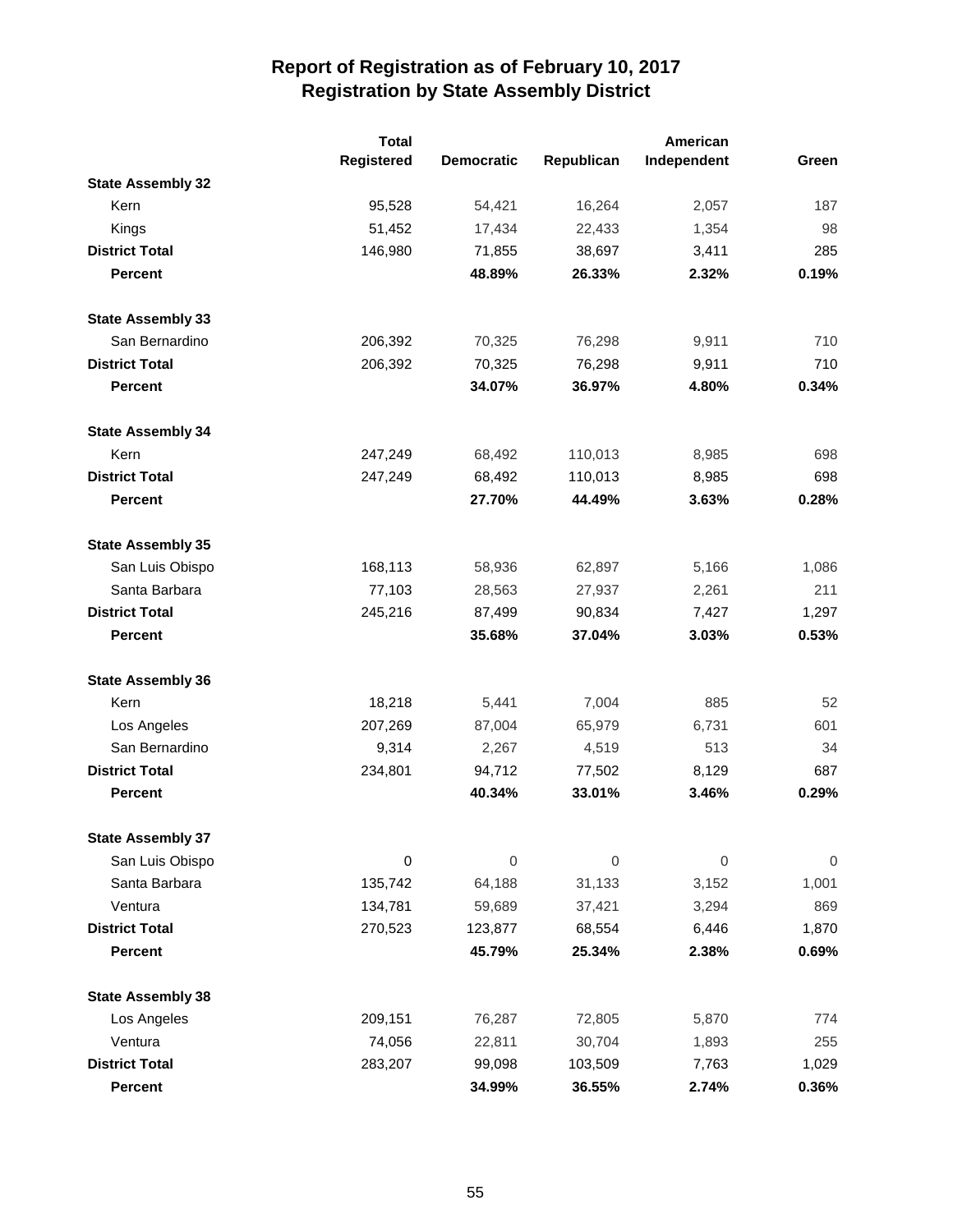# Report of Registration as of February 10, 2017
## Registration by State Assembly District

| | Total Registered | Democratic | Republican | American Independent | Green |
|---|---|---|---|---|---|
| **State Assembly 32** | | | | | |
| Kern | 95,528 | 54,421 | 16,264 | 2,057 | 187 |
| Kings | 51,452 | 17,434 | 22,433 | 1,354 | 98 |
| **District Total** | 146,980 | 71,855 | 38,697 | 3,411 | 285 |
| **Percent** | | **48.89%** | **26.33%** | **2.32%** | **0.19%** |
| **State Assembly 33** | | | | | |
| San Bernardino | 206,392 | 70,325 | 76,298 | 9,911 | 710 |
| **District Total** | 206,392 | 70,325 | 76,298 | 9,911 | 710 |
| **Percent** | | **34.07%** | **36.97%** | **4.80%** | **0.34%** |
| **State Assembly 34** | | | | | |
| Kern | 247,249 | 68,492 | 110,013 | 8,985 | 698 |
| **District Total** | 247,249 | 68,492 | 110,013 | 8,985 | 698 |
| **Percent** | | **27.70%** | **44.49%** | **3.63%** | **0.28%** |
| **State Assembly 35** | | | | | |
| San Luis Obispo | 168,113 | 58,936 | 62,897 | 5,166 | 1,086 |
| Santa Barbara | 77,103 | 28,563 | 27,937 | 2,261 | 211 |
| **District Total** | 245,216 | 87,499 | 90,834 | 7,427 | 1,297 |
| **Percent** | | **35.68%** | **37.04%** | **3.03%** | **0.53%** |
| **State Assembly 36** | | | | | |
| Kern | 18,218 | 5,441 | 7,004 | 885 | 52 |
| Los Angeles | 207,269 | 87,004 | 65,979 | 6,731 | 601 |
| San Bernardino | 9,314 | 2,267 | 4,519 | 513 | 34 |
| **District Total** | 234,801 | 94,712 | 77,502 | 8,129 | 687 |
| **Percent** | | **40.34%** | **33.01%** | **3.46%** | **0.29%** |
| **State Assembly 37** | | | | | |
| San Luis Obispo | 0 | 0 | 0 | 0 | 0 |
| Santa Barbara | 135,742 | 64,188 | 31,133 | 3,152 | 1,001 |
| Ventura | 134,781 | 59,689 | 37,421 | 3,294 | 869 |
| **District Total** | 270,523 | 123,877 | 68,554 | 6,446 | 1,870 |
| **Percent** | | **45.79%** | **25.34%** | **2.38%** | **0.69%** |
| **State Assembly 38** | | | | | |
| Los Angeles | 209,151 | 76,287 | 72,805 | 5,870 | 774 |
| Ventura | 74,056 | 22,811 | 30,704 | 1,893 | 255 |
| **District Total** | 283,207 | 99,098 | 103,509 | 7,763 | 1,029 |
| **Percent** | | **34.99%** | **36.55%** | **2.74%** | **0.36%** |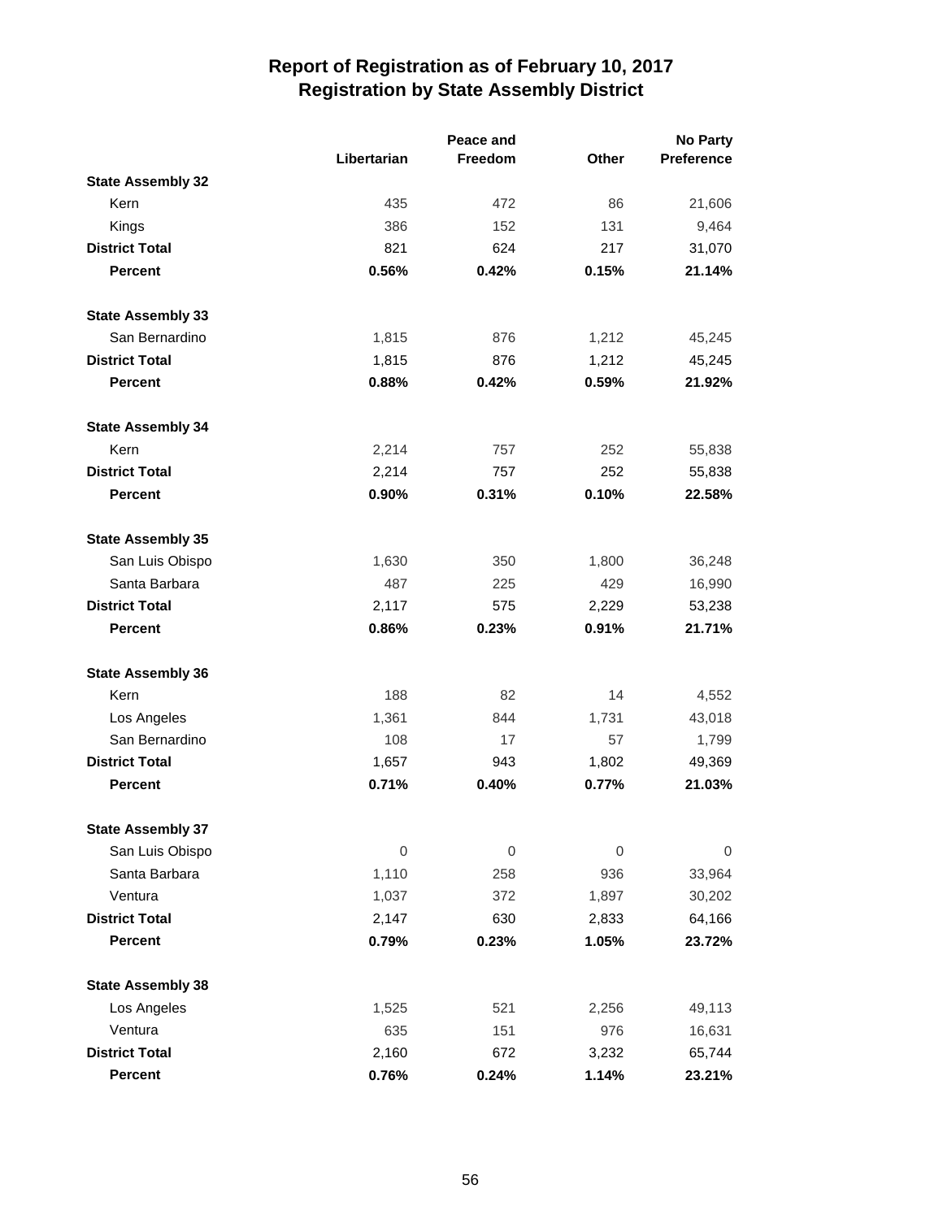# Report of Registration as of February 10, 2017
## Registration by State Assembly District

| | Libertarian | Peace and Freedom | Other | No Party Preference |
|---|---|---|---|---|
| **State Assembly 32** | | | | |
| Kern | 435 | 472 | 86 | 21,606 |
| Kings | 386 | 152 | 131 | 9,464 |
| **District Total** | 821 | 624 | 217 | 31,070 |
| **Percent** | **0.56%** | **0.42%** | **0.15%** | **21.14%** |
| **State Assembly 33** | | | | |
| San Bernardino | 1,815 | 876 | 1,212 | 45,245 |
| **District Total** | 1,815 | 876 | 1,212 | 45,245 |
| **Percent** | **0.88%** | **0.42%** | **0.59%** | **21.92%** |
| **State Assembly 34** | | | | |
| Kern | 2,214 | 757 | 252 | 55,838 |
| **District Total** | 2,214 | 757 | 252 | 55,838 |
| **Percent** | **0.90%** | **0.31%** | **0.10%** | **22.58%** |
| **State Assembly 35** | | | | |
| San Luis Obispo | 1,630 | 350 | 1,800 | 36,248 |
| Santa Barbara | 487 | 225 | 429 | 16,990 |
| **District Total** | 2,117 | 575 | 2,229 | 53,238 |
| **Percent** | **0.86%** | **0.23%** | **0.91%** | **21.71%** |
| **State Assembly 36** | | | | |
| Kern | 188 | 82 | 14 | 4,552 |
| Los Angeles | 1,361 | 844 | 1,731 | 43,018 |
| San Bernardino | 108 | 17 | 57 | 1,799 |
| **District Total** | 1,657 | 943 | 1,802 | 49,369 |
| **Percent** | **0.71%** | **0.40%** | **0.77%** | **21.03%** |
| **State Assembly 37** | | | | |
| San Luis Obispo | 0 | 0 | 0 | 0 |
| Santa Barbara | 1,110 | 258 | 936 | 33,964 |
| Ventura | 1,037 | 372 | 1,897 | 30,202 |
| **District Total** | 2,147 | 630 | 2,833 | 64,166 |
| **Percent** | **0.79%** | **0.23%** | **1.05%** | **23.72%** |
| **State Assembly 38** | | | | |
| Los Angeles | 1,525 | 521 | 2,256 | 49,113 |
| Ventura | 635 | 151 | 976 | 16,631 |
| **District Total** | 2,160 | 672 | 3,232 | 65,744 |
| **Percent** | **0.76%** | **0.24%** | **1.14%** | **23.21%** |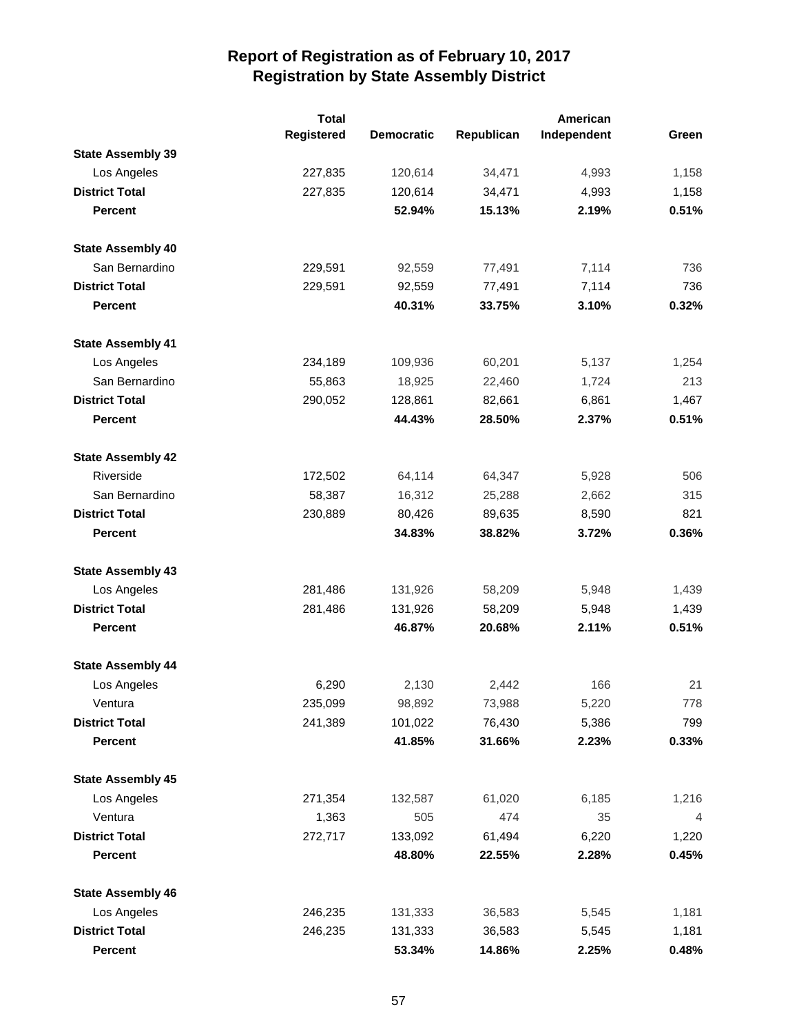# Report of Registration as of February 10, 2017
## Registration by State Assembly District

| | Total Registered | Democratic | Republican | American Independent | Green |
|---|---|---|---|---|---|
| **State Assembly 39** | | | | | |
| Los Angeles | 227,835 | 120,614 | 34,471 | 4,993 | 1,158 |
| **District Total** | 227,835 | 120,614 | 34,471 | 4,993 | 1,158 |
| **Percent** | | **52.94%** | **15.13%** | **2.19%** | **0.51%** |
| **State Assembly 40** | | | | | |
| San Bernardino | 229,591 | 92,559 | 77,491 | 7,114 | 736 |
| **District Total** | 229,591 | 92,559 | 77,491 | 7,114 | 736 |
| **Percent** | | **40.31%** | **33.75%** | **3.10%** | **0.32%** |
| **State Assembly 41** | | | | | |
| Los Angeles | 234,189 | 109,936 | 60,201 | 5,137 | 1,254 |
| San Bernardino | 55,863 | 18,925 | 22,460 | 1,724 | 213 |
| **District Total** | 290,052 | 128,861 | 82,661 | 6,861 | 1,467 |
| **Percent** | | **44.43%** | **28.50%** | **2.37%** | **0.51%** |
| **State Assembly 42** | | | | | |
| Riverside | 172,502 | 64,114 | 64,347 | 5,928 | 506 |
| San Bernardino | 58,387 | 16,312 | 25,288 | 2,662 | 315 |
| **District Total** | 230,889 | 80,426 | 89,635 | 8,590 | 821 |
| **Percent** | | **34.83%** | **38.82%** | **3.72%** | **0.36%** |
| **State Assembly 43** | | | | | |
| Los Angeles | 281,486 | 131,926 | 58,209 | 5,948 | 1,439 |
| **District Total** | 281,486 | 131,926 | 58,209 | 5,948 | 1,439 |
| **Percent** | | **46.87%** | **20.68%** | **2.11%** | **0.51%** |
| **State Assembly 44** | | | | | |
| Los Angeles | 6,290 | 2,130 | 2,442 | 166 | 21 |
| Ventura | 235,099 | 98,892 | 73,988 | 5,220 | 778 |
| **District Total** | 241,389 | 101,022 | 76,430 | 5,386 | 799 |
| **Percent** | | **41.85%** | **31.66%** | **2.23%** | **0.33%** |
| **State Assembly 45** | | | | | |
| Los Angeles | 271,354 | 132,587 | 61,020 | 6,185 | 1,216 |
| Ventura | 1,363 | 505 | 474 | 35 | 4 |
| **District Total** | 272,717 | 133,092 | 61,494 | 6,220 | 1,220 |
| **Percent** | | **48.80%** | **22.55%** | **2.28%** | **0.45%** |
| **State Assembly 46** | | | | | |
| Los Angeles | 246,235 | 131,333 | 36,583 | 5,545 | 1,181 |
| **District Total** | 246,235 | 131,333 | 36,583 | 5,545 | 1,181 |
| **Percent** | | **53.34%** | **14.86%** | **2.25%** | **0.48%** |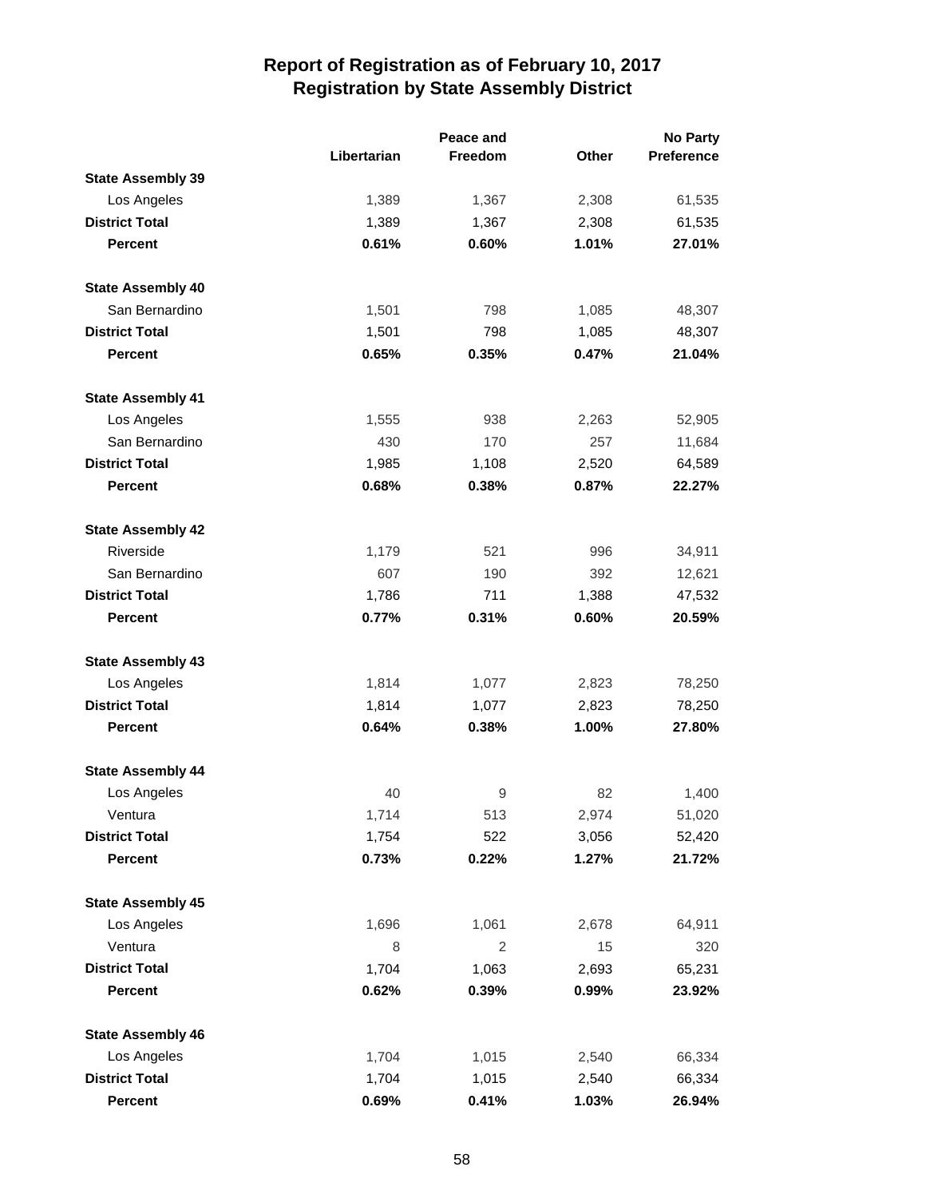# Report of Registration as of February 10, 2017
## Registration by State Assembly District

| | Libertarian | Peace and Freedom | Other | No Party Preference |
|---|---|---|---|---|
| **State Assembly 39** | | | | |
| Los Angeles | 1,389 | 1,367 | 2,308 | 61,535 |
| **District Total** | 1,389 | 1,367 | 2,308 | 61,535 |
| **Percent** | **0.61%** | **0.60%** | **1.01%** | **27.01%** |
| **State Assembly 40** | | | | |
| San Bernardino | 1,501 | 798 | 1,085 | 48,307 |
| **District Total** | 1,501 | 798 | 1,085 | 48,307 |
| **Percent** | **0.65%** | **0.35%** | **0.47%** | **21.04%** |
| **State Assembly 41** | | | | |
| Los Angeles | 1,555 | 938 | 2,263 | 52,905 |
| San Bernardino | 430 | 170 | 257 | 11,684 |
| **District Total** | 1,985 | 1,108 | 2,520 | 64,589 |
| **Percent** | **0.68%** | **0.38%** | **0.87%** | **22.27%** |
| **State Assembly 42** | | | | |
| Riverside | 1,179 | 521 | 996 | 34,911 |
| San Bernardino | 607 | 190 | 392 | 12,621 |
| **District Total** | 1,786 | 711 | 1,388 | 47,532 |
| **Percent** | **0.77%** | **0.31%** | **0.60%** | **20.59%** |
| **State Assembly 43** | | | | |
| Los Angeles | 1,814 | 1,077 | 2,823 | 78,250 |
| **District Total** | 1,814 | 1,077 | 2,823 | 78,250 |
| **Percent** | **0.64%** | **0.38%** | **1.00%** | **27.80%** |
| **State Assembly 44** | | | | |
| Los Angeles | 40 | 9 | 82 | 1,400 |
| Ventura | 1,714 | 513 | 2,974 | 51,020 |
| **District Total** | 1,754 | 522 | 3,056 | 52,420 |
| **Percent** | **0.73%** | **0.22%** | **1.27%** | **21.72%** |
| **State Assembly 45** | | | | |
| Los Angeles | 1,696 | 1,061 | 2,678 | 64,911 |
| Ventura | 8 | 2 | 15 | 320 |
| **District Total** | 1,704 | 1,063 | 2,693 | 65,231 |
| **Percent** | **0.62%** | **0.39%** | **0.99%** | **23.92%** |
| **State Assembly 46** | | | | |
| Los Angeles | 1,704 | 1,015 | 2,540 | 66,334 |
| **District Total** | 1,704 | 1,015 | 2,540 | 66,334 |
| **Percent** | **0.69%** | **0.41%** | **1.03%** | **26.94%** |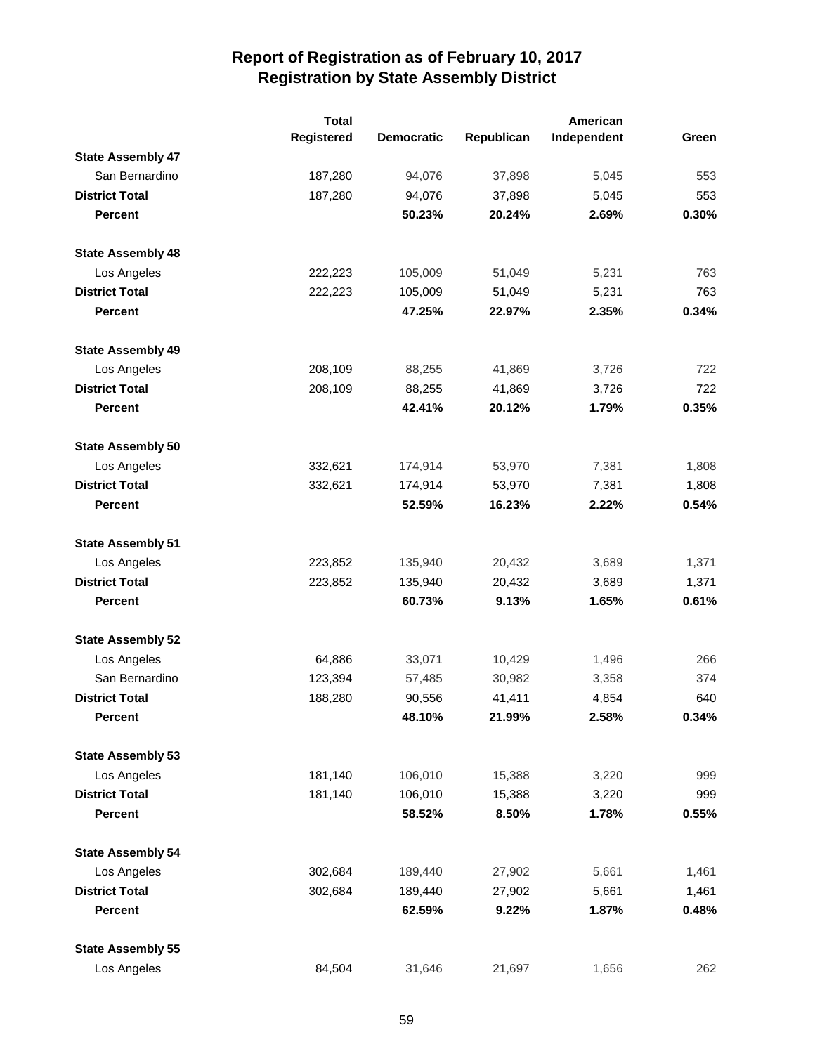# Report of Registration as of February 10, 2017
## Registration by State Assembly District

| | Total Registered | Democratic | Republican | American Independent | Green |
|---|---|---|---|---|---|
| **State Assembly 47** | | | | | |
| San Bernardino | 187,280 | 94,076 | 37,898 | 5,045 | 553 |
| **District Total** | 187,280 | 94,076 | 37,898 | 5,045 | 553 |
| **Percent** | | **50.23%** | **20.24%** | **2.69%** | **0.30%** |
| **State Assembly 48** | | | | | |
| Los Angeles | 222,223 | 105,009 | 51,049 | 5,231 | 763 |
| **District Total** | 222,223 | 105,009 | 51,049 | 5,231 | 763 |
| **Percent** | | **47.25%** | **22.97%** | **2.35%** | **0.34%** |
| **State Assembly 49** | | | | | |
| Los Angeles | 208,109 | 88,255 | 41,869 | 3,726 | 722 |
| **District Total** | 208,109 | 88,255 | 41,869 | 3,726 | 722 |
| **Percent** | | **42.41%** | **20.12%** | **1.79%** | **0.35%** |
| **State Assembly 50** | | | | | |
| Los Angeles | 332,621 | 174,914 | 53,970 | 7,381 | 1,808 |
| **District Total** | 332,621 | 174,914 | 53,970 | 7,381 | 1,808 |
| **Percent** | | **52.59%** | **16.23%** | **2.22%** | **0.54%** |
| **State Assembly 51** | | | | | |
| Los Angeles | 223,852 | 135,940 | 20,432 | 3,689 | 1,371 |
| **District Total** | 223,852 | 135,940 | 20,432 | 3,689 | 1,371 |
| **Percent** | | **60.73%** | **9.13%** | **1.65%** | **0.61%** |
| **State Assembly 52** | | | | | |
| Los Angeles | 64,886 | 33,071 | 10,429 | 1,496 | 266 |
| San Bernardino | 123,394 | 57,485 | 30,982 | 3,358 | 374 |
| **District Total** | 188,280 | 90,556 | 41,411 | 4,854 | 640 |
| **Percent** | | **48.10%** | **21.99%** | **2.58%** | **0.34%** |
| **State Assembly 53** | | | | | |
| Los Angeles | 181,140 | 106,010 | 15,388 | 3,220 | 999 |
| **District Total** | 181,140 | 106,010 | 15,388 | 3,220 | 999 |
| **Percent** | | **58.52%** | **8.50%** | **1.78%** | **0.55%** |
| **State Assembly 54** | | | | | |
| Los Angeles | 302,684 | 189,440 | 27,902 | 5,661 | 1,461 |
| **District Total** | 302,684 | 189,440 | 27,902 | 5,661 | 1,461 |
| **Percent** | | **62.59%** | **9.22%** | **1.87%** | **0.48%** |
| **State Assembly 55** | | | | | |
| Los Angeles | 84,504 | 31,646 | 21,697 | 1,656 | 262 |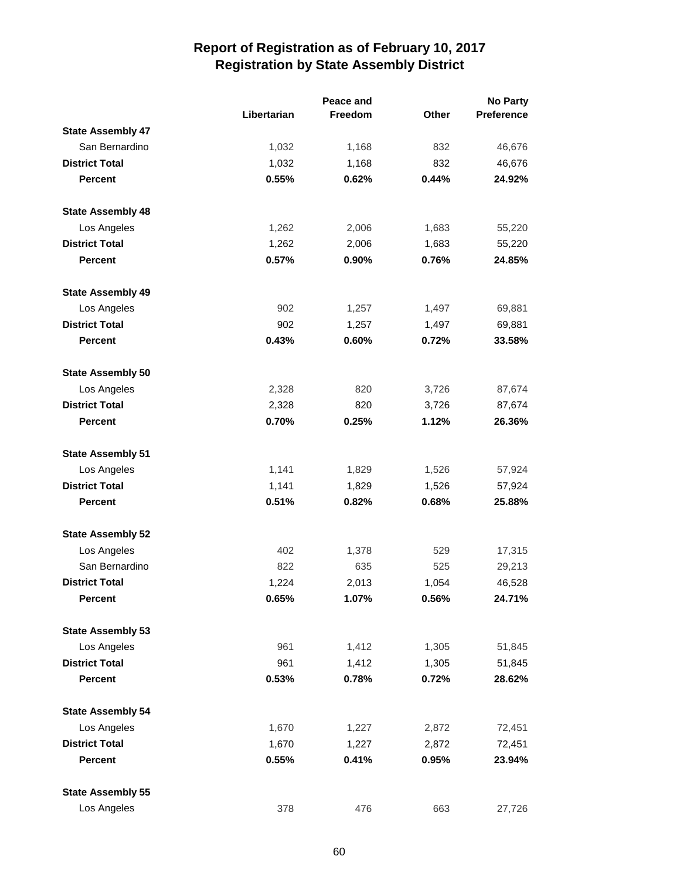## Report of Registration as of February 10, 2017
## Registration by State Assembly District

| | Libertarian | Peace and Freedom | Other | No Party Preference |
|---|---|---|---|---|
| **State Assembly 47** | | | | |
| San Bernardino | 1,032 | 1,168 | 832 | 46,676 |
| **District Total** | 1,032 | 1,168 | 832 | 46,676 |
| **Percent** | **0.55%** | **0.62%** | **0.44%** | **24.92%** |
| **State Assembly 48** | | | | |
| Los Angeles | 1,262 | 2,006 | 1,683 | 55,220 |
| **District Total** | 1,262 | 2,006 | 1,683 | 55,220 |
| **Percent** | **0.57%** | **0.90%** | **0.76%** | **24.85%** |
| **State Assembly 49** | | | | |
| Los Angeles | 902 | 1,257 | 1,497 | 69,881 |
| **District Total** | 902 | 1,257 | 1,497 | 69,881 |
| **Percent** | **0.43%** | **0.60%** | **0.72%** | **33.58%** |
| **State Assembly 50** | | | | |
| Los Angeles | 2,328 | 820 | 3,726 | 87,674 |
| **District Total** | 2,328 | 820 | 3,726 | 87,674 |
| **Percent** | **0.70%** | **0.25%** | **1.12%** | **26.36%** |
| **State Assembly 51** | | | | |
| Los Angeles | 1,141 | 1,829 | 1,526 | 57,924 |
| **District Total** | 1,141 | 1,829 | 1,526 | 57,924 |
| **Percent** | **0.51%** | **0.82%** | **0.68%** | **25.88%** |
| **State Assembly 52** | | | | |
| Los Angeles | 402 | 1,378 | 529 | 17,315 |
| San Bernardino | 822 | 635 | 525 | 29,213 |
| **District Total** | 1,224 | 2,013 | 1,054 | 46,528 |
| **Percent** | **0.65%** | **1.07%** | **0.56%** | **24.71%** |
| **State Assembly 53** | | | | |
| Los Angeles | 961 | 1,412 | 1,305 | 51,845 |
| **District Total** | 961 | 1,412 | 1,305 | 51,845 |
| **Percent** | **0.53%** | **0.78%** | **0.72%** | **28.62%** |
| **State Assembly 54** | | | | |
| Los Angeles | 1,670 | 1,227 | 2,872 | 72,451 |
| **District Total** | 1,670 | 1,227 | 2,872 | 72,451 |
| **Percent** | **0.55%** | **0.41%** | **0.95%** | **23.94%** |
| **State Assembly 55** | | | | |
| Los Angeles | 378 | 476 | 663 | 27,726 |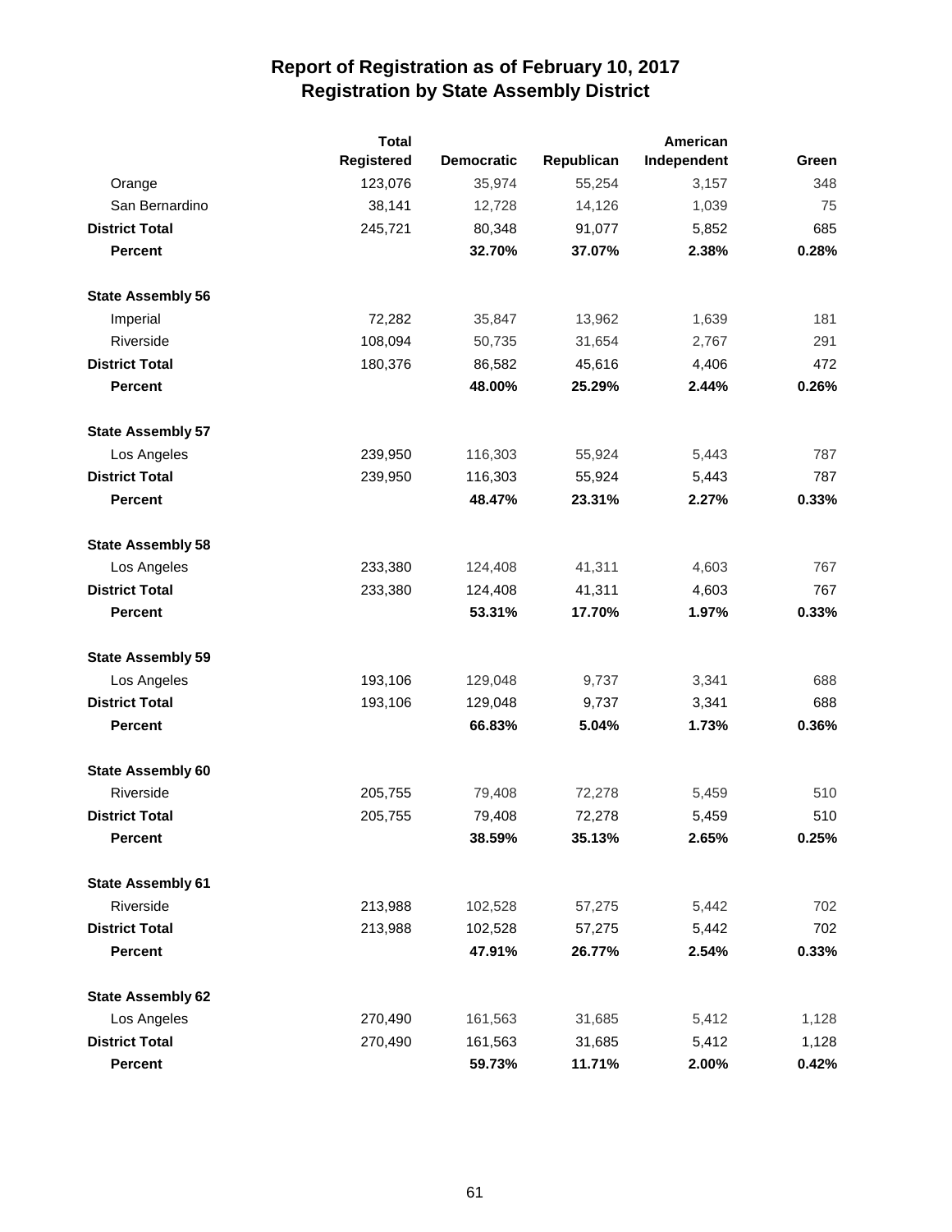# Report of Registration as of February 10, 2017
## Registration by State Assembly District

| | Total Registered | Democratic | Republican | American Independent | Green |
|---|---|---|---|---|---|
| Orange | 123,076 | 35,974 | 55,254 | 3,157 | 348 |
| San Bernardino | 38,141 | 12,728 | 14,126 | 1,039 | 75 |
| **District Total** | 245,721 | 80,348 | 91,077 | 5,852 | 685 |
| **Percent** | | **32.70%** | **37.07%** | **2.38%** | **0.28%** |
| **State Assembly 56** | | | | | |
| Imperial | 72,282 | 35,847 | 13,962 | 1,639 | 181 |
| Riverside | 108,094 | 50,735 | 31,654 | 2,767 | 291 |
| **District Total** | 180,376 | 86,582 | 45,616 | 4,406 | 472 |
| **Percent** | | **48.00%** | **25.29%** | **2.44%** | **0.26%** |
| **State Assembly 57** | | | | | |
| Los Angeles | 239,950 | 116,303 | 55,924 | 5,443 | 787 |
| **District Total** | 239,950 | 116,303 | 55,924 | 5,443 | 787 |
| **Percent** | | **48.47%** | **23.31%** | **2.27%** | **0.33%** |
| **State Assembly 58** | | | | | |
| Los Angeles | 233,380 | 124,408 | 41,311 | 4,603 | 767 |
| **District Total** | 233,380 | 124,408 | 41,311 | 4,603 | 767 |
| **Percent** | | **53.31%** | **17.70%** | **1.97%** | **0.33%** |
| **State Assembly 59** | | | | | |
| Los Angeles | 193,106 | 129,048 | 9,737 | 3,341 | 688 |
| **District Total** | 193,106 | 129,048 | 9,737 | 3,341 | 688 |
| **Percent** | | **66.83%** | **5.04%** | **1.73%** | **0.36%** |
| **State Assembly 60** | | | | | |
| Riverside | 205,755 | 79,408 | 72,278 | 5,459 | 510 |
| **District Total** | 205,755 | 79,408 | 72,278 | 5,459 | 510 |
| **Percent** | | **38.59%** | **35.13%** | **2.65%** | **0.25%** |
| **State Assembly 61** | | | | | |
| Riverside | 213,988 | 102,528 | 57,275 | 5,442 | 702 |
| **District Total** | 213,988 | 102,528 | 57,275 | 5,442 | 702 |
| **Percent** | | **47.91%** | **26.77%** | **2.54%** | **0.33%** |
| **State Assembly 62** | | | | | |
| Los Angeles | 270,490 | 161,563 | 31,685 | 5,412 | 1,128 |
| **District Total** | 270,490 | 161,563 | 31,685 | 5,412 | 1,128 |
| **Percent** | | **59.73%** | **11.71%** | **2.00%** | **0.42%** |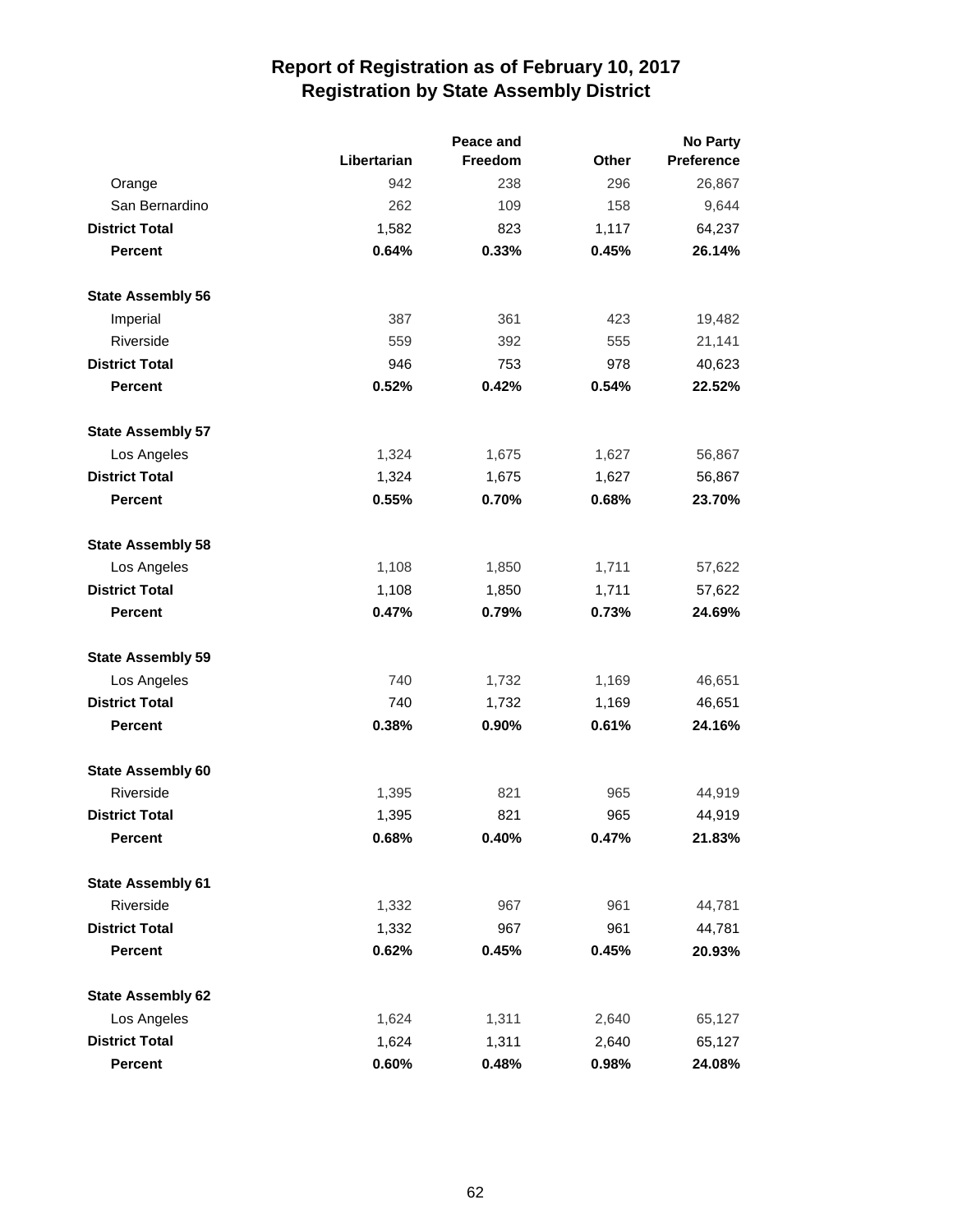# Report of Registration as of February 10, 2017
## Registration by State Assembly District

| | Libertarian | Peace and Freedom | Other | No Party Preference |
|---|---|---|---|---|
| Orange | 942 | 238 | 296 | 26,867 |
| San Bernardino | 262 | 109 | 158 | 9,644 |
| **District Total** | 1,582 | 823 | 1,117 | 64,237 |
| **Percent** | **0.64%** | **0.33%** | **0.45%** | **26.14%** |
| **State Assembly 56** | | | | |
| Imperial | 387 | 361 | 423 | 19,482 |
| Riverside | 559 | 392 | 555 | 21,141 |
| **District Total** | 946 | 753 | 978 | 40,623 |
| **Percent** | **0.52%** | **0.42%** | **0.54%** | **22.52%** |
| **State Assembly 57** | | | | |
| Los Angeles | 1,324 | 1,675 | 1,627 | 56,867 |
| **District Total** | 1,324 | 1,675 | 1,627 | 56,867 |
| **Percent** | **0.55%** | **0.70%** | **0.68%** | **23.70%** |
| **State Assembly 58** | | | | |
| Los Angeles | 1,108 | 1,850 | 1,711 | 57,622 |
| **District Total** | 1,108 | 1,850 | 1,711 | 57,622 |
| **Percent** | **0.47%** | **0.79%** | **0.73%** | **24.69%** |
| **State Assembly 59** | | | | |
| Los Angeles | 740 | 1,732 | 1,169 | 46,651 |
| **District Total** | 740 | 1,732 | 1,169 | 46,651 |
| **Percent** | **0.38%** | **0.90%** | **0.61%** | **24.16%** |
| **State Assembly 60** | | | | |
| Riverside | 1,395 | 821 | 965 | 44,919 |
| **District Total** | 1,395 | 821 | 965 | 44,919 |
| **Percent** | **0.68%** | **0.40%** | **0.47%** | **21.83%** |
| **State Assembly 61** | | | | |
| Riverside | 1,332 | 967 | 961 | 44,781 |
| **District Total** | 1,332 | 967 | 961 | 44,781 |
| **Percent** | **0.62%** | **0.45%** | **0.45%** | **20.93%** |
| **State Assembly 62** | | | | |
| Los Angeles | 1,624 | 1,311 | 2,640 | 65,127 |
| **District Total** | 1,624 | 1,311 | 2,640 | 65,127 |
| **Percent** | **0.60%** | **0.48%** | **0.98%** | **24.08%** |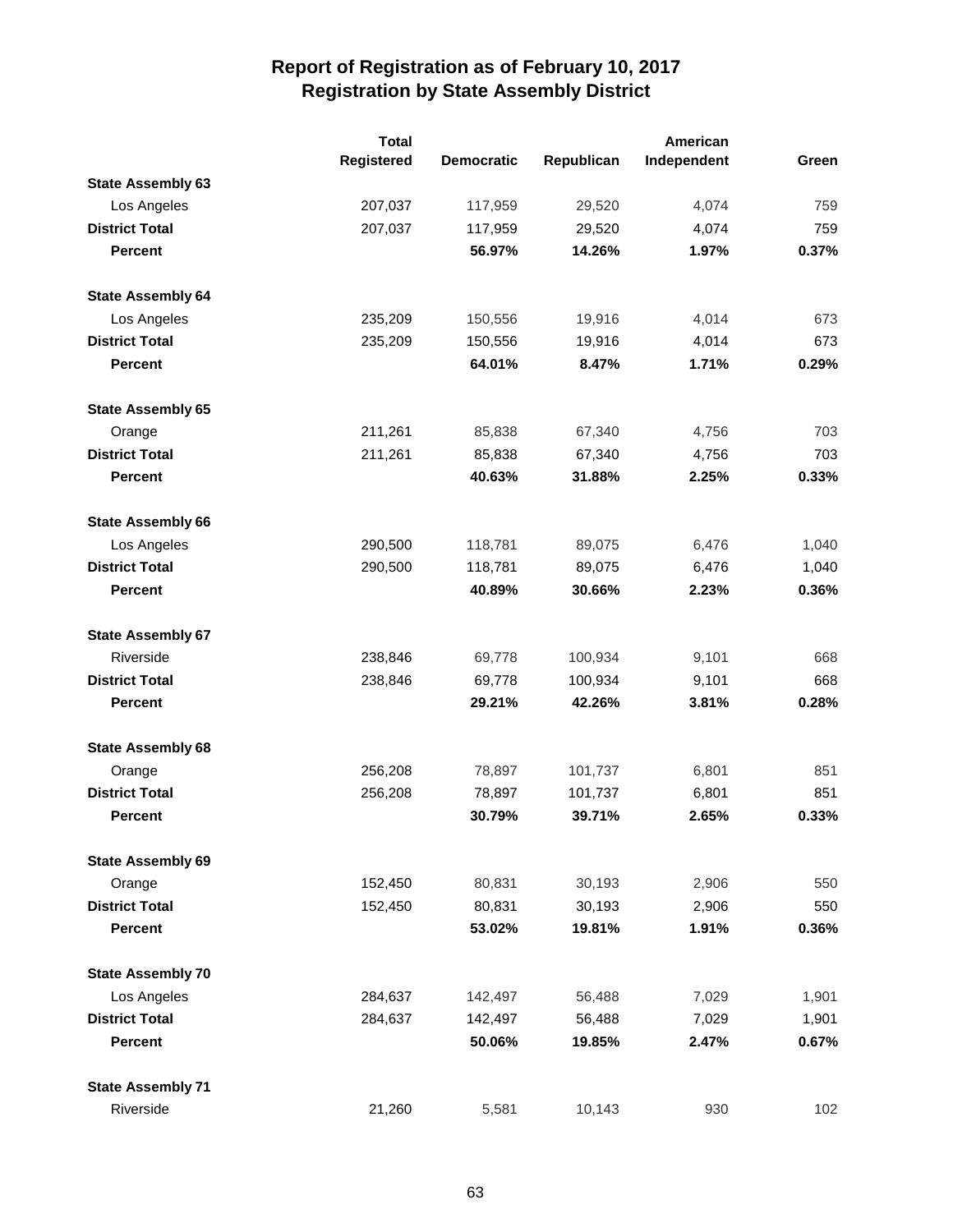# Report of Registration as of February 10, 2017
## Registration by State Assembly District

| | Total Registered | Democratic | Republican | American Independent | Green |
|---|---|---|---|---|---|
| **State Assembly 63** | | | | | |
| Los Angeles | 207,037 | 117,959 | 29,520 | 4,074 | 759 |
| **District Total** | 207,037 | 117,959 | 29,520 | 4,074 | 759 |
| **Percent** | | **56.97%** | **14.26%** | **1.97%** | **0.37%** |
| **State Assembly 64** | | | | | |
| Los Angeles | 235,209 | 150,556 | 19,916 | 4,014 | 673 |
| **District Total** | 235,209 | 150,556 | 19,916 | 4,014 | 673 |
| **Percent** | | **64.01%** | **8.47%** | **1.71%** | **0.29%** |
| **State Assembly 65** | | | | | |
| Orange | 211,261 | 85,838 | 67,340 | 4,756 | 703 |
| **District Total** | 211,261 | 85,838 | 67,340 | 4,756 | 703 |
| **Percent** | | **40.63%** | **31.88%** | **2.25%** | **0.33%** |
| **State Assembly 66** | | | | | |
| Los Angeles | 290,500 | 118,781 | 89,075 | 6,476 | 1,040 |
| **District Total** | 290,500 | 118,781 | 89,075 | 6,476 | 1,040 |
| **Percent** | | **40.89%** | **30.66%** | **2.23%** | **0.36%** |
| **State Assembly 67** | | | | | |
| Riverside | 238,846 | 69,778 | 100,934 | 9,101 | 668 |
| **District Total** | 238,846 | 69,778 | 100,934 | 9,101 | 668 |
| **Percent** | | **29.21%** | **42.26%** | **3.81%** | **0.28%** |
| **State Assembly 68** | | | | | |
| Orange | 256,208 | 78,897 | 101,737 | 6,801 | 851 |
| **District Total** | 256,208 | 78,897 | 101,737 | 6,801 | 851 |
| **Percent** | | **30.79%** | **39.71%** | **2.65%** | **0.33%** |
| **State Assembly 69** | | | | | |
| Orange | 152,450 | 80,831 | 30,193 | 2,906 | 550 |
| **District Total** | 152,450 | 80,831 | 30,193 | 2,906 | 550 |
| **Percent** | | **53.02%** | **19.81%** | **1.91%** | **0.36%** |
| **State Assembly 70** | | | | | |
| Los Angeles | 284,637 | 142,497 | 56,488 | 7,029 | 1,901 |
| **District Total** | 284,637 | 142,497 | 56,488 | 7,029 | 1,901 |
| **Percent** | | **50.06%** | **19.85%** | **2.47%** | **0.67%** |
| **State Assembly 71** | | | | | |
| Riverside | 21,260 | 5,581 | 10,143 | 930 | 102 |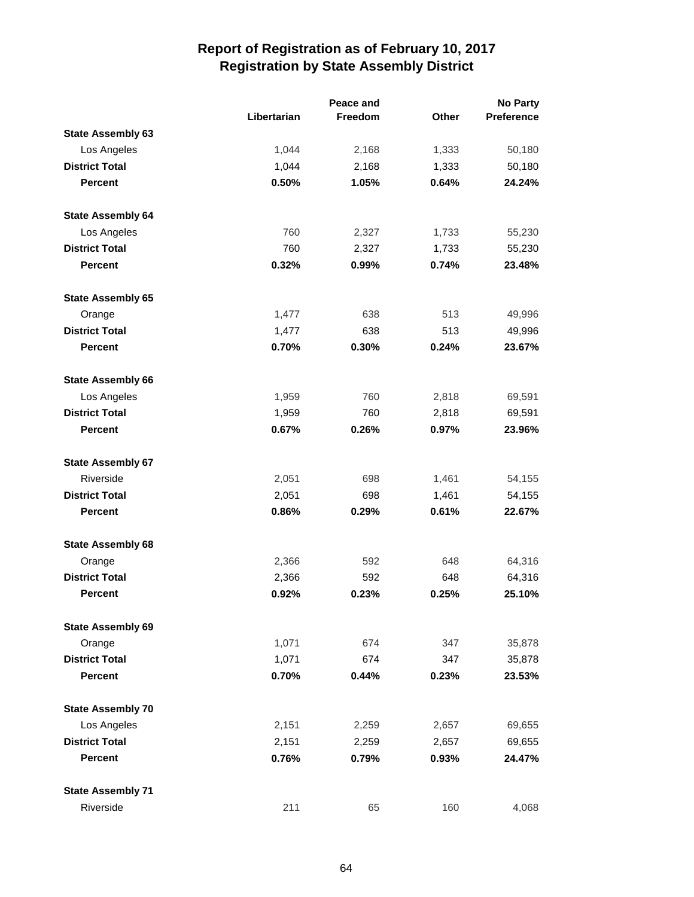# Report of Registration as of February 10, 2017
## Registration by State Assembly District

| | Libertarian | Peace and Freedom | Other | No Party Preference |
|---|---|---|---|---|
| **State Assembly 63** | | | | |
| Los Angeles | 1,044 | 2,168 | 1,333 | 50,180 |
| **District Total** | 1,044 | 2,168 | 1,333 | 50,180 |
| **Percent** | **0.50%** | **1.05%** | **0.64%** | **24.24%** |
| **State Assembly 64** | | | | |
| Los Angeles | 760 | 2,327 | 1,733 | 55,230 |
| **District Total** | 760 | 2,327 | 1,733 | 55,230 |
| **Percent** | **0.32%** | **0.99%** | **0.74%** | **23.48%** |
| **State Assembly 65** | | | | |
| Orange | 1,477 | 638 | 513 | 49,996 |
| **District Total** | 1,477 | 638 | 513 | 49,996 |
| **Percent** | **0.70%** | **0.30%** | **0.24%** | **23.67%** |
| **State Assembly 66** | | | | |
| Los Angeles | 1,959 | 760 | 2,818 | 69,591 |
| **District Total** | 1,959 | 760 | 2,818 | 69,591 |
| **Percent** | **0.67%** | **0.26%** | **0.97%** | **23.96%** |
| **State Assembly 67** | | | | |
| Riverside | 2,051 | 698 | 1,461 | 54,155 |
| **District Total** | 2,051 | 698 | 1,461 | 54,155 |
| **Percent** | **0.86%** | **0.29%** | **0.61%** | **22.67%** |
| **State Assembly 68** | | | | |
| Orange | 2,366 | 592 | 648 | 64,316 |
| **District Total** | 2,366 | 592 | 648 | 64,316 |
| **Percent** | **0.92%** | **0.23%** | **0.25%** | **25.10%** |
| **State Assembly 69** | | | | |
| Orange | 1,071 | 674 | 347 | 35,878 |
| **District Total** | 1,071 | 674 | 347 | 35,878 |
| **Percent** | **0.70%** | **0.44%** | **0.23%** | **23.53%** |
| **State Assembly 70** | | | | |
| Los Angeles | 2,151 | 2,259 | 2,657 | 69,655 |
| **District Total** | 2,151 | 2,259 | 2,657 | 69,655 |
| **Percent** | **0.76%** | **0.79%** | **0.93%** | **24.47%** |
| **State Assembly 71** | | | | |
| Riverside | 211 | 65 | 160 | 4,068 |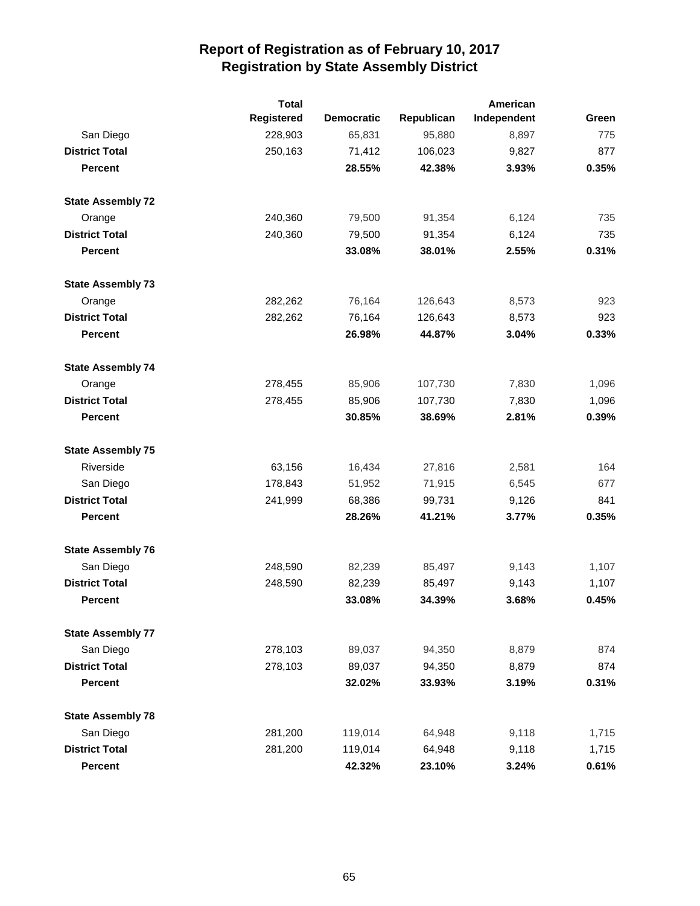# Report of Registration as of February 10, 2017
## Registration by State Assembly District

| | Total Registered | Democratic | Republican | American Independent | Green |
|---|---|---|---|---|---|
| San Diego | 228,903 | 65,831 | 95,880 | 8,897 | 775 |
| **District Total** | 250,163 | 71,412 | 106,023 | 9,827 | 877 |
| **Percent** | | **28.55%** | **42.38%** | **3.93%** | **0.35%** |
| **State Assembly 72** | | | | | |
| Orange | 240,360 | 79,500 | 91,354 | 6,124 | 735 |
| **District Total** | 240,360 | 79,500 | 91,354 | 6,124 | 735 |
| **Percent** | | **33.08%** | **38.01%** | **2.55%** | **0.31%** |
| **State Assembly 73** | | | | | |
| Orange | 282,262 | 76,164 | 126,643 | 8,573 | 923 |
| **District Total** | 282,262 | 76,164 | 126,643 | 8,573 | 923 |
| **Percent** | | **26.98%** | **44.87%** | **3.04%** | **0.33%** |
| **State Assembly 74** | | | | | |
| Orange | 278,455 | 85,906 | 107,730 | 7,830 | 1,096 |
| **District Total** | 278,455 | 85,906 | 107,730 | 7,830 | 1,096 |
| **Percent** | | **30.85%** | **38.69%** | **2.81%** | **0.39%** |
| **State Assembly 75** | | | | | |
| Riverside | 63,156 | 16,434 | 27,816 | 2,581 | 164 |
| San Diego | 178,843 | 51,952 | 71,915 | 6,545 | 677 |
| **District Total** | 241,999 | 68,386 | 99,731 | 9,126 | 841 |
| **Percent** | | **28.26%** | **41.21%** | **3.77%** | **0.35%** |
| **State Assembly 76** | | | | | |
| San Diego | 248,590 | 82,239 | 85,497 | 9,143 | 1,107 |
| **District Total** | 248,590 | 82,239 | 85,497 | 9,143 | 1,107 |
| **Percent** | | **33.08%** | **34.39%** | **3.68%** | **0.45%** |
| **State Assembly 77** | | | | | |
| San Diego | 278,103 | 89,037 | 94,350 | 8,879 | 874 |
| **District Total** | 278,103 | 89,037 | 94,350 | 8,879 | 874 |
| **Percent** | | **32.02%** | **33.93%** | **3.19%** | **0.31%** |
| **State Assembly 78** | | | | | |
| San Diego | 281,200 | 119,014 | 64,948 | 9,118 | 1,715 |
| **District Total** | 281,200 | 119,014 | 64,948 | 9,118 | 1,715 |
| **Percent** | | **42.32%** | **23.10%** | **3.24%** | **0.61%** |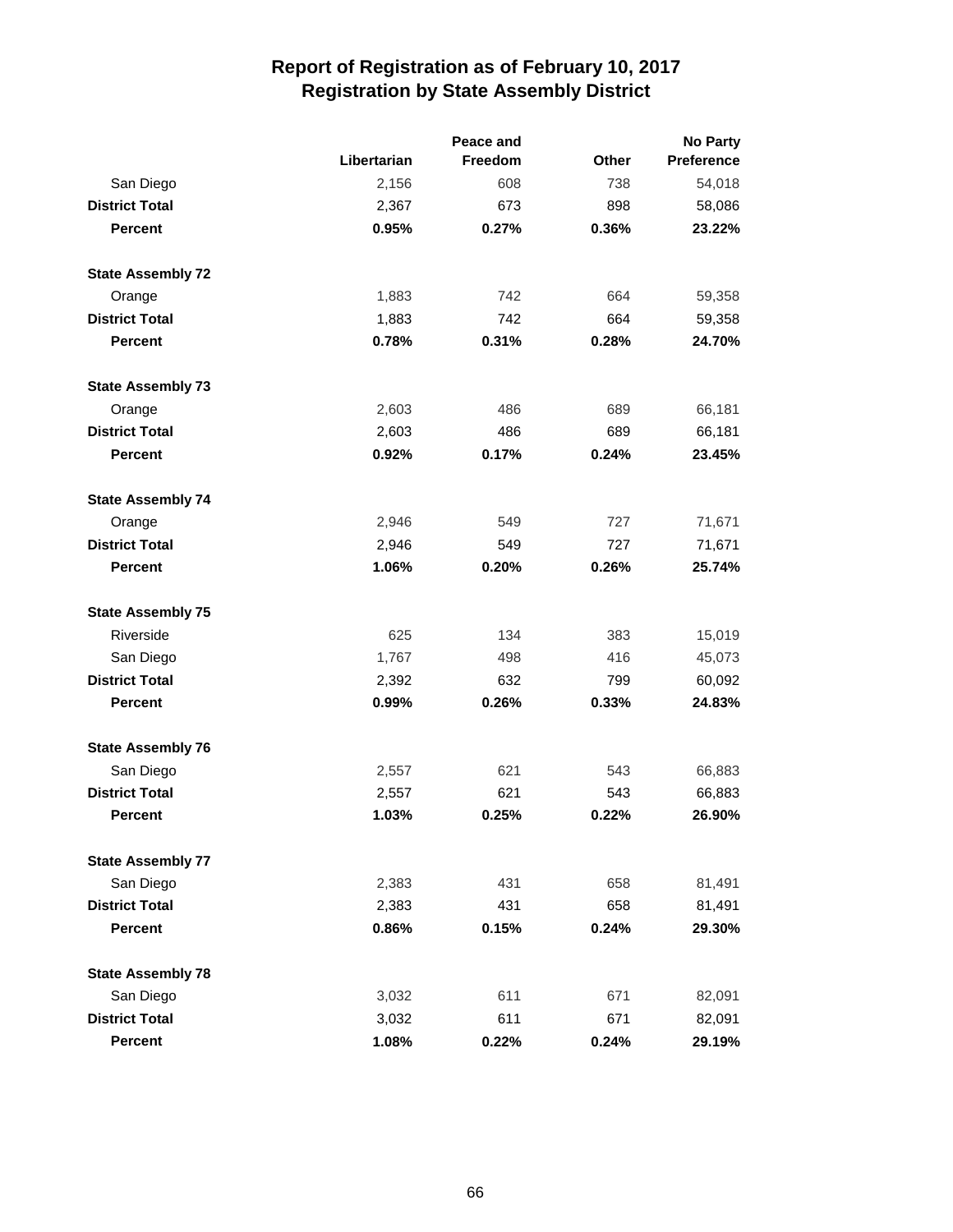# Report of Registration as of February 10, 2017
## Registration by State Assembly District

| | Libertarian | Peace and Freedom | Other | No Party Preference |
|---|---|---|---|---|
| San Diego | 2,156 | 608 | 738 | 54,018 |
| **District Total** | 2,367 | 673 | 898 | 58,086 |
| **Percent** | **0.95%** | **0.27%** | **0.36%** | **23.22%** |
| **State Assembly 72** | | | | |
| Orange | 1,883 | 742 | 664 | 59,358 |
| **District Total** | 1,883 | 742 | 664 | 59,358 |
| **Percent** | **0.78%** | **0.31%** | **0.28%** | **24.70%** |
| **State Assembly 73** | | | | |
| Orange | 2,603 | 486 | 689 | 66,181 |
| **District Total** | 2,603 | 486 | 689 | 66,181 |
| **Percent** | **0.92%** | **0.17%** | **0.24%** | **23.45%** |
| **State Assembly 74** | | | | |
| Orange | 2,946 | 549 | 727 | 71,671 |
| **District Total** | 2,946 | 549 | 727 | 71,671 |
| **Percent** | **1.06%** | **0.20%** | **0.26%** | **25.74%** |
| **State Assembly 75** | | | | |
| Riverside | 625 | 134 | 383 | 15,019 |
| San Diego | 1,767 | 498 | 416 | 45,073 |
| **District Total** | 2,392 | 632 | 799 | 60,092 |
| **Percent** | **0.99%** | **0.26%** | **0.33%** | **24.83%** |
| **State Assembly 76** | | | | |
| San Diego | 2,557 | 621 | 543 | 66,883 |
| **District Total** | 2,557 | 621 | 543 | 66,883 |
| **Percent** | **1.03%** | **0.25%** | **0.22%** | **26.90%** |
| **State Assembly 77** | | | | |
| San Diego | 2,383 | 431 | 658 | 81,491 |
| **District Total** | 2,383 | 431 | 658 | 81,491 |
| **Percent** | **0.86%** | **0.15%** | **0.24%** | **29.30%** |
| **State Assembly 78** | | | | |
| San Diego | 3,032 | 611 | 671 | 82,091 |
| **District Total** | 3,032 | 611 | 671 | 82,091 |
| **Percent** | **1.08%** | **0.22%** | **0.24%** | **29.19%** |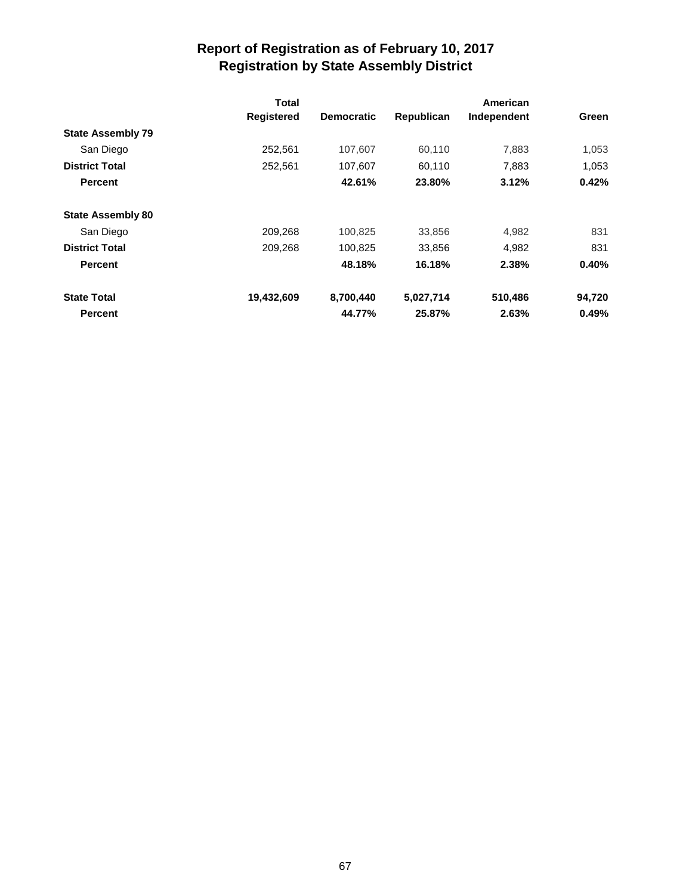# Report of Registration as of February 10, 2017
## Registration by State Assembly District

| | Total Registered | Democratic | Republican | American Independent | Green |
|---|---|---|---|---|---|
| **State Assembly 79** | | | | | |
| San Diego | 252,561 | 107,607 | 60,110 | 7,883 | 1,053 |
| **District Total** | 252,561 | 107,607 | 60,110 | 7,883 | 1,053 |
| **Percent** | | **42.61%** | **23.80%** | **3.12%** | **0.42%** |
| **State Assembly 80** | | | | | |
| San Diego | 209,268 | 100,825 | 33,856 | 4,982 | 831 |
| **District Total** | 209,268 | 100,825 | 33,856 | 4,982 | 831 |
| **Percent** | | **48.18%** | **16.18%** | **2.38%** | **0.40%** |
| **State Total** | **19,432,609** | **8,700,440** | **5,027,714** | **510,486** | **94,720** |
| **Percent** | | **44.77%** | **25.87%** | **2.63%** | **0.49%** |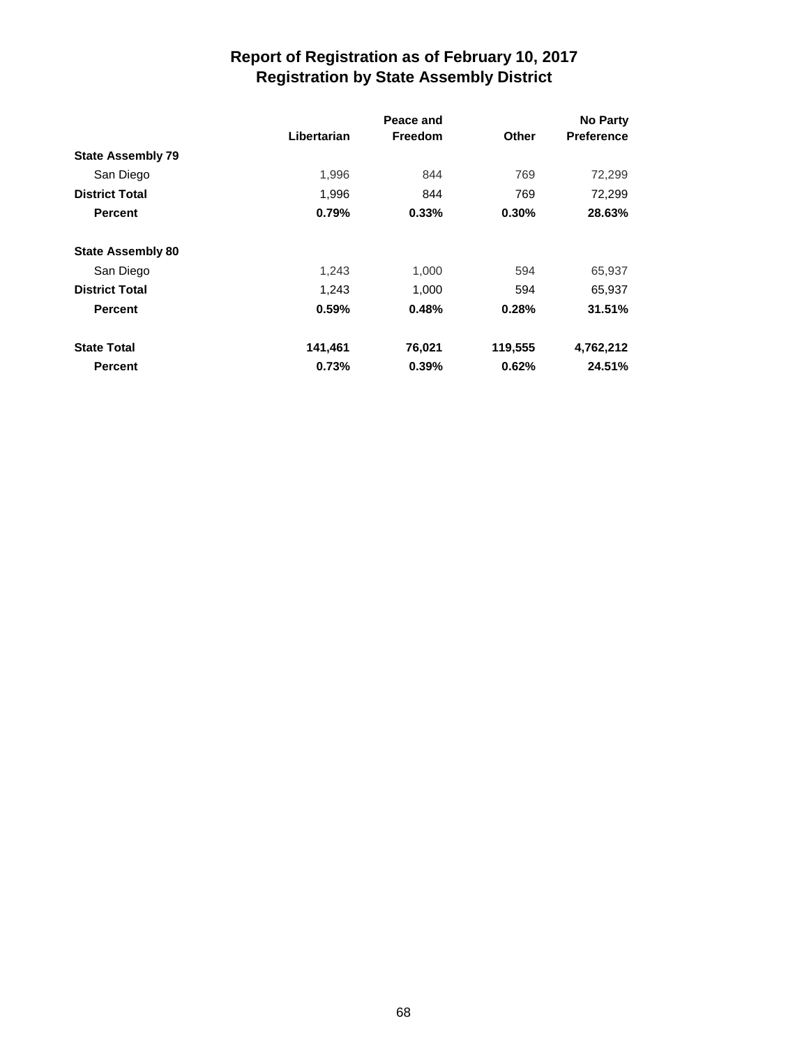# Report of Registration as of February 10, 2017
## Registration by State Assembly District

| | Libertarian | Peace and Freedom | Other | No Party Preference |
|---|---|---|---|---|
| **State Assembly 79** | | | | |
| San Diego | 1,996 | 844 | 769 | 72,299 |
| **District Total** | 1,996 | 844 | 769 | 72,299 |
| **Percent** | **0.79%** | **0.33%** | **0.30%** | **28.63%** |
| **State Assembly 80** | | | | |
| San Diego | 1,243 | 1,000 | 594 | 65,937 |
| **District Total** | 1,243 | 1,000 | 594 | 65,937 |
| **Percent** | **0.59%** | **0.48%** | **0.28%** | **31.51%** |
| **State Total** | **141,461** | **76,021** | **119,555** | **4,762,212** |
| **Percent** | **0.73%** | **0.39%** | **0.62%** | **24.51%** |